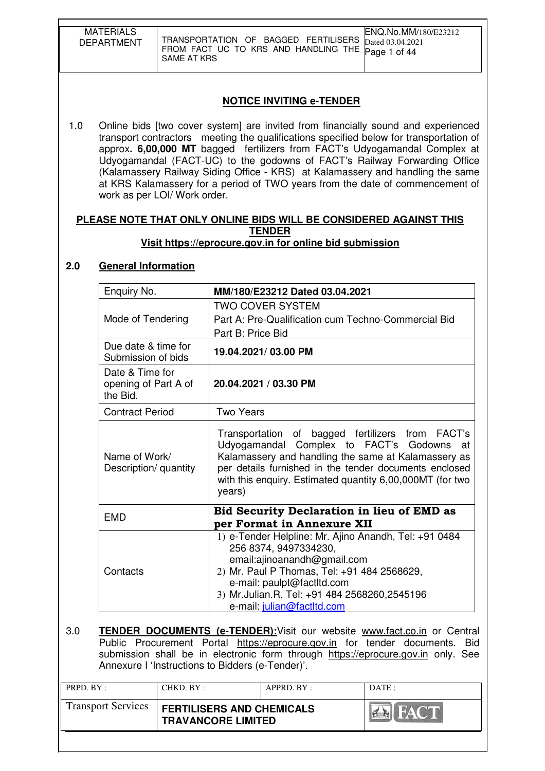## NOTICE INVITING e-TENDER

1.0 Online bids [two cover system] are invited from financially sound and experienced transport contractors meeting the qualifications specified below for transportation of approx**. 6,00,000 MT** bagged fertilizers from FACT's Udyogamandal Complex at Udyogamandal (FACT-UC) to the godowns of FACT's Railway Forwarding Office (Kalamassery Railway Siding Office - KRS) at Kalamassery and handling the same at KRS Kalamassery for a period of TWO years from the date of commencement of work as per LOI/ Work order.

**PLEASE NOTE THAT ONLY ONLINE BIDS WILL BE CONSIDERED AGAINST THIS TENDER**

**Visit https://eprocure.gov.in for online bid submission**

### 2.0 General Information

| | |
|---|---|
| Enquiry No. | **MM/180/E23212 Dated 03.04.2021** |
| Mode of Tendering | TWO COVER SYSTEM<br>Part A: Pre-Qualification cum Techno-Commercial Bid<br>Part B: Price Bid |
| Due date & time for Submission of bids | **19.04.2021/ 03.00 PM** |
| Date & Time for opening of Part A of the Bid. | **20.04.2021 / 03.30 PM** |
| Contract Period | Two Years |
| Name of Work/ Description/ quantity | Transportation of bagged fertilizers from FACT's Udyogamandal Complex to FACT's Godowns at Kalamassery and handling the same at Kalamassery as per details furnished in the tender documents enclosed with this enquiry. Estimated quantity 6,00,000MT (for two years) |
| EMD | **Bid Security Declaration in lieu of EMD as per Format in Annexure XII** |
| Contacts | 1) e-Tender Helpline: Mr. Ajino Anandh, Tel: +91 0484 256 8374, 9497334230, email:ajinoanandh@gmail.com<br>2) Mr. Paul P Thomas, Tel: +91 484 2568629, e-mail: paulpt@factltd.com<br>3) Mr.Julian.R, Tel: +91 484 2568260,2545196 e-mail: julian@factltd.com |

3.0 **TENDER DOCUMENTS (e-TENDER):** Visit our website www.fact.co.in or Central Public Procurement Portal https://eprocure.gov.in for tender documents. Bid submission shall be in electronic form through https://eprocure.gov.in only. See Annexure I 'Instructions to Bidders (e-Tender)'.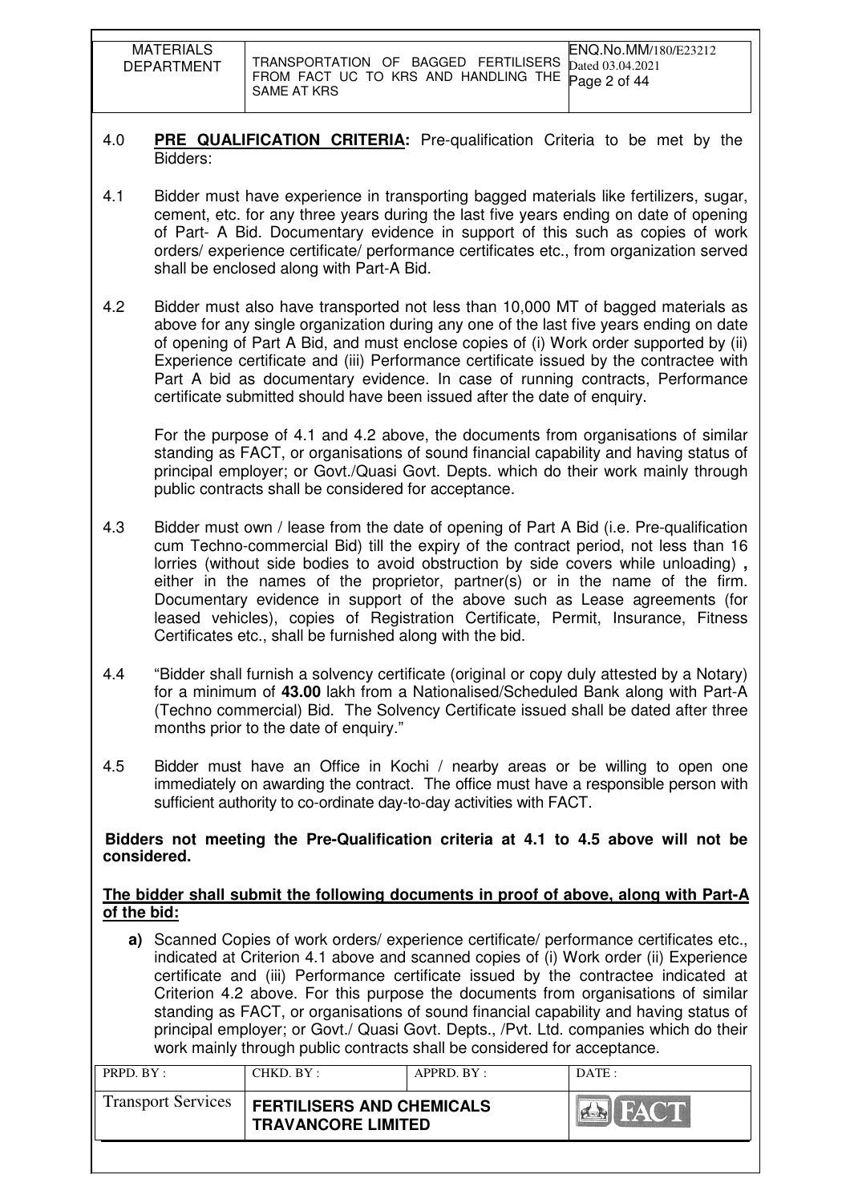4.0 **PRE QUALIFICATION CRITERIA:** Pre-qualification Criteria to be met by the Bidders:

4.1 Bidder must have experience in transporting bagged materials like fertilizers, sugar, cement, etc. for any three years during the last five years ending on date of opening of Part- A Bid. Documentary evidence in support of this such as copies of work orders/ experience certificate/ performance certificates etc., from organization served shall be enclosed along with Part-A Bid.

4.2 Bidder must also have transported not less than 10,000 MT of bagged materials as above for any single organization during any one of the last five years ending on date of opening of Part A Bid, and must enclose copies of (i) Work order supported by (ii) Experience certificate and (iii) Performance certificate issued by the contractee with Part A bid as documentary evidence. In case of running contracts, Performance certificate submitted should have been issued after the date of enquiry.

For the purpose of 4.1 and 4.2 above, the documents from organisations of similar standing as FACT, or organisations of sound financial capability and having status of principal employer; or Govt./Quasi Govt. Depts. which do their work mainly through public contracts shall be considered for acceptance.

4.3 Bidder must own / lease from the date of opening of Part A Bid (i.e. Pre-qualification cum Techno-commercial Bid) till the expiry of the contract period, not less than 16 lorries (without side bodies to avoid obstruction by side covers while unloading) **,** either in the names of the proprietor, partner(s) or in the name of the firm. Documentary evidence in support of the above such as Lease agreements (for leased vehicles), copies of Registration Certificate, Permit, Insurance, Fitness Certificates etc., shall be furnished along with the bid.

4.4 "Bidder shall furnish a solvency certificate (original or copy duly attested by a Notary) for a minimum of **43.00** lakh from a Nationalised/Scheduled Bank along with Part-A (Techno commercial) Bid. The Solvency Certificate issued shall be dated after three months prior to the date of enquiry."

4.5 Bidder must have an Office in Kochi / nearby areas or be willing to open one immediately on awarding the contract. The office must have a responsible person with sufficient authority to co-ordinate day-to-day activities with FACT.

**Bidders not meeting the Pre-Qualification criteria at 4.1 to 4.5 above will not be considered.**

**The bidder shall submit the following documents in proof of above, along with Part-A of the bid:**

**a)** Scanned Copies of work orders/ experience certificate/ performance certificates etc., indicated at Criterion 4.1 above and scanned copies of (i) Work order (ii) Experience certificate and (iii) Performance certificate issued by the contractee indicated at Criterion 4.2 above. For this purpose the documents from organisations of similar standing as FACT, or organisations of sound financial capability and having status of principal employer; or Govt./ Quasi Govt. Depts., /Pvt. Ltd. companies which do their work mainly through public contracts shall be considered for acceptance.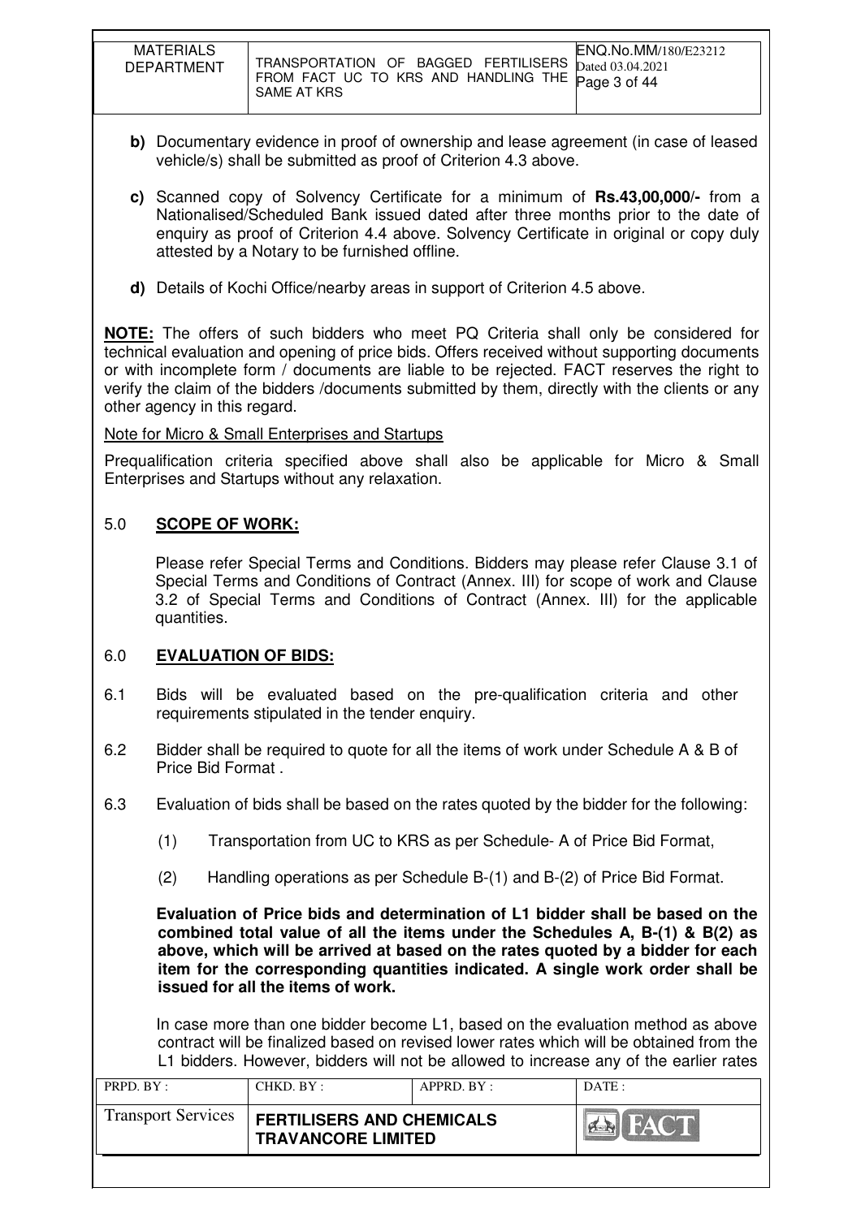**b)** Documentary evidence in proof of ownership and lease agreement (in case of leased vehicle/s) shall be submitted as proof of Criterion 4.3 above.

**c)** Scanned copy of Solvency Certificate for a minimum of **Rs.43,00,000/-** from a Nationalised/Scheduled Bank issued dated after three months prior to the date of enquiry as proof of Criterion 4.4 above. Solvency Certificate in original or copy duly attested by a Notary to be furnished offline.

**d)** Details of Kochi Office/nearby areas in support of Criterion 4.5 above.

**NOTE:** The offers of such bidders who meet PQ Criteria shall only be considered for technical evaluation and opening of price bids. Offers received without supporting documents or with incomplete form / documents are liable to be rejected. FACT reserves the right to verify the claim of the bidders /documents submitted by them, directly with the clients or any other agency in this regard.

Note for Micro & Small Enterprises and Startups

Prequalification criteria specified above shall also be applicable for Micro & Small Enterprises and Startups without any relaxation.

## 5.0 SCOPE OF WORK:

Please refer Special Terms and Conditions. Bidders may please refer Clause 3.1 of Special Terms and Conditions of Contract (Annex. III) for scope of work and Clause 3.2 of Special Terms and Conditions of Contract (Annex. III) for the applicable quantities.

## 6.0 EVALUATION OF BIDS:

6.1 Bids will be evaluated based on the pre-qualification criteria and other requirements stipulated in the tender enquiry.

6.2 Bidder shall be required to quote for all the items of work under Schedule A & B of Price Bid Format .

6.3 Evaluation of bids shall be based on the rates quoted by the bidder for the following:

(1) Transportation from UC to KRS as per Schedule- A of Price Bid Format,

(2) Handling operations as per Schedule B-(1) and B-(2) of Price Bid Format.

**Evaluation of Price bids and determination of L1 bidder shall be based on the combined total value of all the items under the Schedules A, B-(1) & B(2) as above, which will be arrived at based on the rates quoted by a bidder for each item for the corresponding quantities indicated. A single work order shall be issued for all the items of work.**

In case more than one bidder become L1, based on the evaluation method as above contract will be finalized based on revised lower rates which will be obtained from the L1 bidders. However, bidders will not be allowed to increase any of the earlier rates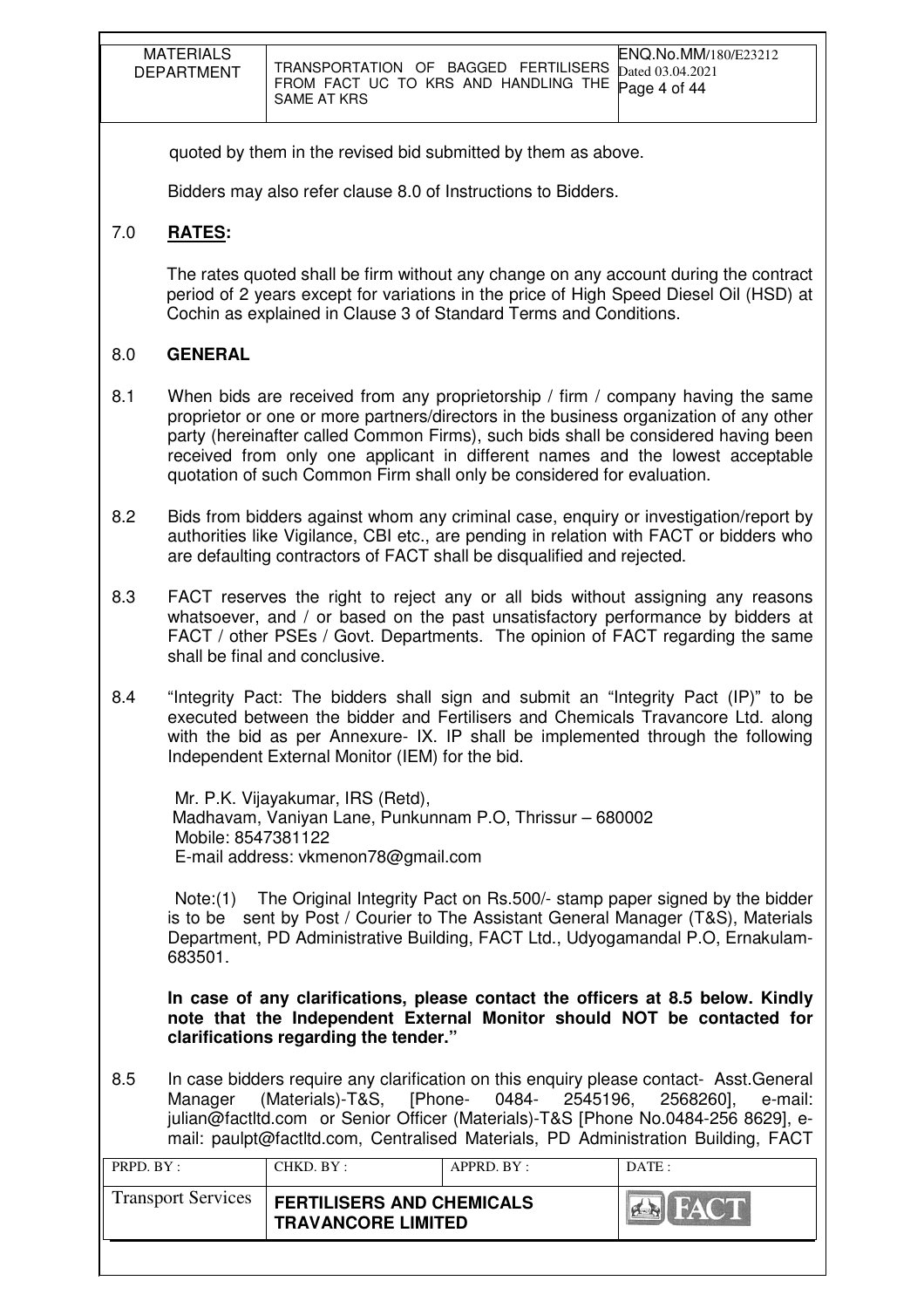quoted by them in the revised bid submitted by them as above.

Bidders may also refer clause 8.0 of Instructions to Bidders.

## 7.0 **RATES:**

The rates quoted shall be firm without any change on any account during the contract period of 2 years except for variations in the price of High Speed Diesel Oil (HSD) at Cochin as explained in Clause 3 of Standard Terms and Conditions.

## 8.0 **GENERAL**

8.1 When bids are received from any proprietorship / firm / company having the same proprietor or one or more partners/directors in the business organization of any other party (hereinafter called Common Firms), such bids shall be considered having been received from only one applicant in different names and the lowest acceptable quotation of such Common Firm shall only be considered for evaluation.

8.2 Bids from bidders against whom any criminal case, enquiry or investigation/report by authorities like Vigilance, CBI etc., are pending in relation with FACT or bidders who are defaulting contractors of FACT shall be disqualified and rejected.

8.3 FACT reserves the right to reject any or all bids without assigning any reasons whatsoever, and / or based on the past unsatisfactory performance by bidders at FACT / other PSEs / Govt. Departments. The opinion of FACT regarding the same shall be final and conclusive.

8.4 "Integrity Pact: The bidders shall sign and submit an "Integrity Pact (IP)" to be executed between the bidder and Fertilisers and Chemicals Travancore Ltd. along with the bid as per Annexure- IX. IP shall be implemented through the following Independent External Monitor (IEM) for the bid.

Mr. P.K. Vijayakumar, IRS (Retd),
Madhavam, Vaniyan Lane, Punkunnam P.O, Thrissur – 680002
Mobile: 8547381122
E-mail address: vkmenon78@gmail.com

Note:(1) The Original Integrity Pact on Rs.500/- stamp paper signed by the bidder is to be sent by Post / Courier to The Assistant General Manager (T&S), Materials Department, PD Administrative Building, FACT Ltd., Udyogamandal P.O, Ernakulam-683501.

**In case of any clarifications, please contact the officers at 8.5 below. Kindly note that the Independent External Monitor should NOT be contacted for clarifications regarding the tender."**

8.5 In case bidders require any clarification on this enquiry please contact- Asst.General Manager (Materials)-T&S, [Phone- 0484- 2545196, 2568260], e-mail: julian@factltd.com or Senior Officer (Materials)-T&S [Phone No.0484-256 8629], e-mail: paulpt@factltd.com, Centralised Materials, PD Administration Building, FACT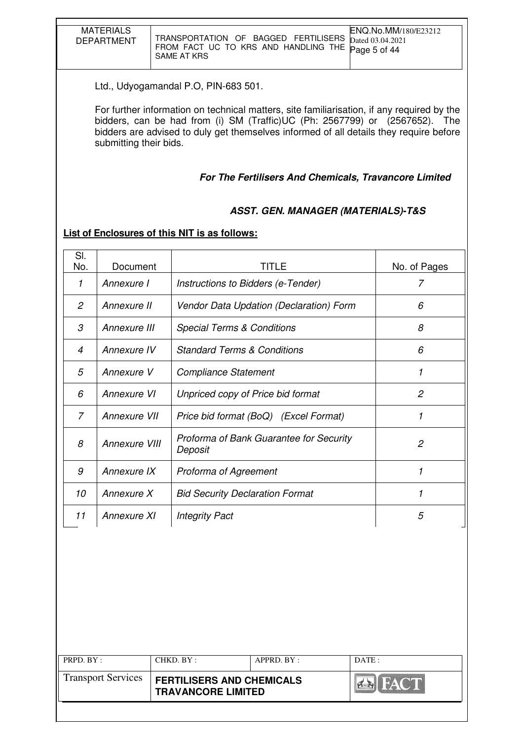Ltd., Udyogamandal P.O, PIN-683 501.

For further information on technical matters, site familiarisation, if any required by the bidders, can be had from (i) SM (Traffic)UC (Ph: 2567799) or (2567652). The bidders are advised to duly get themselves informed of all details they require before submitting their bids.

***For The Fertilisers And Chemicals, Travancore Limited***

***ASST. GEN. MANAGER (MATERIALS)-T&S***

**<u>List of Enclosures of this NIT is as follows:</u>**

| Sl. No. | Document | TITLE | No. of Pages |
|---|---|---|---|
| *1* | *Annexure I* | *Instructions to Bidders (e-Tender)* | *7* |
| *2* | *Annexure II* | *Vendor Data Updation (Declaration) Form* | *6* |
| *3* | *Annexure III* | *Special Terms & Conditions* | *8* |
| *4* | *Annexure IV* | *Standard Terms & Conditions* | *6* |
| *5* | *Annexure V* | *Compliance Statement* | *1* |
| *6* | *Annexure VI* | *Unpriced copy of Price bid format* | *2* |
| *7* | *Annexure VII* | *Price bid format (BoQ) (Excel Format)* | *1* |
| *8* | *Annexure VIII* | *Proforma of Bank Guarantee for Security Deposit* | *2* |
| *9* | *Annexure IX* | *Proforma of Agreement* | *1* |
| *10* | *Annexure X* | *Bid Security Declaration Format* | *1* |
| *11* | *Annexure XI* | *Integrity Pact* | *5* |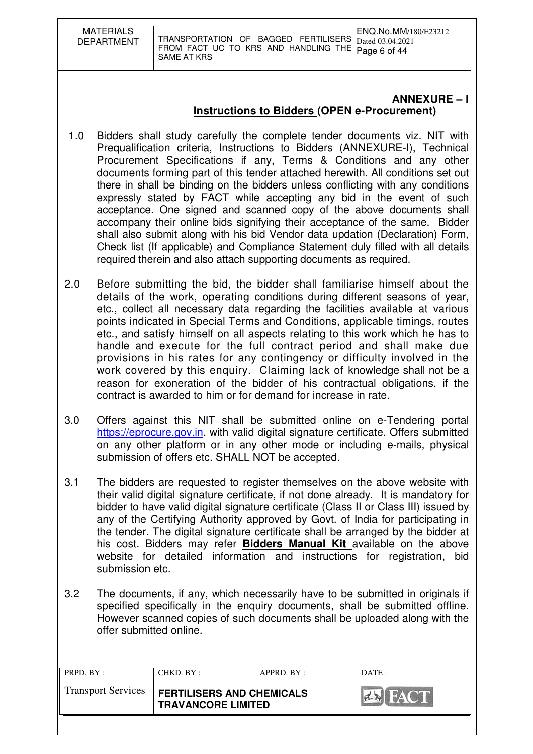## ANNEXURE – I

### Instructions to Bidders (OPEN e-Procurement)

1.0 Bidders shall study carefully the complete tender documents viz. NIT with Prequalification criteria, Instructions to Bidders (ANNEXURE-I), Technical Procurement Specifications if any, Terms & Conditions and any other documents forming part of this tender attached herewith. All conditions set out there in shall be binding on the bidders unless conflicting with any conditions expressly stated by FACT while accepting any bid in the event of such acceptance. One signed and scanned copy of the above documents shall accompany their online bids signifying their acceptance of the same. Bidder shall also submit along with his bid Vendor data updation (Declaration) Form, Check list (If applicable) and Compliance Statement duly filled with all details required therein and also attach supporting documents as required.

2.0 Before submitting the bid, the bidder shall familiarise himself about the details of the work, operating conditions during different seasons of year, etc., collect all necessary data regarding the facilities available at various points indicated in Special Terms and Conditions, applicable timings, routes etc., and satisfy himself on all aspects relating to this work which he has to handle and execute for the full contract period and shall make due provisions in his rates for any contingency or difficulty involved in the work covered by this enquiry. Claiming lack of knowledge shall not be a reason for exoneration of the bidder of his contractual obligations, if the contract is awarded to him or for demand for increase in rate.

3.0 Offers against this NIT shall be submitted online on e-Tendering portal https://eprocure.gov.in, with valid digital signature certificate. Offers submitted on any other platform or in any other mode or including e-mails, physical submission of offers etc. SHALL NOT be accepted.

3.1 The bidders are requested to register themselves on the above website with their valid digital signature certificate, if not done already. It is mandatory for bidder to have valid digital signature certificate (Class II or Class III) issued by any of the Certifying Authority approved by Govt. of India for participating in the tender. The digital signature certificate shall be arranged by the bidder at his cost. Bidders may refer **Bidders Manual Kit** available on the above website for detailed information and instructions for registration, bid submission etc.

3.2 The documents, if any, which necessarily have to be submitted in originals if specified specifically in the enquiry documents, shall be submitted offline. However scanned copies of such documents shall be uploaded along with the offer submitted online.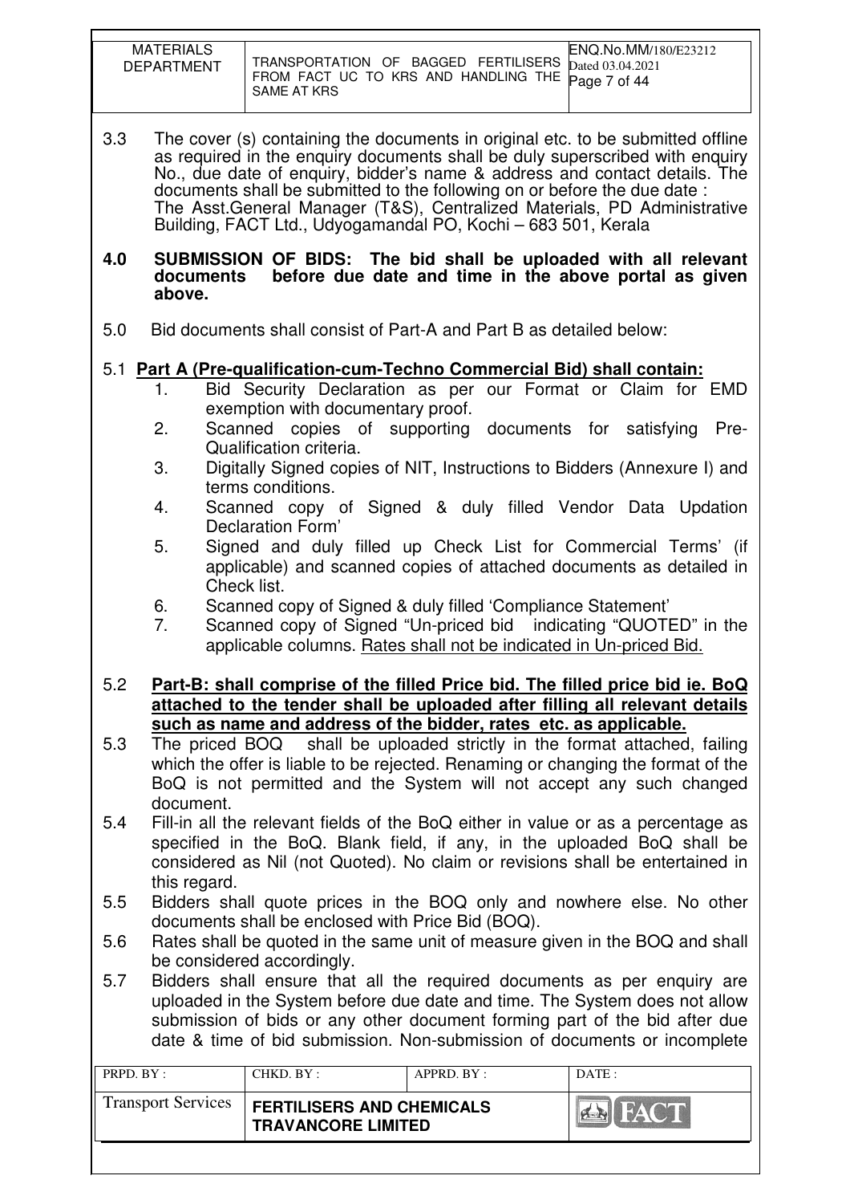3.3 The cover (s) containing the documents in original etc. to be submitted offline as required in the enquiry documents shall be duly superscribed with enquiry No., due date of enquiry, bidder's name & address and contact details. The documents shall be submitted to the following on or before the due date :
The Asst.General Manager (T&S), Centralized Materials, PD Administrative Building, FACT Ltd., Udyogamandal PO, Kochi – 683 501, Kerala

**4.0 SUBMISSION OF BIDS: The bid shall be uploaded with all relevant documents before due date and time in the above portal as given above.**

5.0 Bid documents shall consist of Part-A and Part B as detailed below:

5.1 **Part A (Pre-qualification-cum-Techno Commercial Bid) shall contain:**

1. Bid Security Declaration as per our Format or Claim for EMD exemption with documentary proof.
2. Scanned copies of supporting documents for satisfying Pre-Qualification criteria.
3. Digitally Signed copies of NIT, Instructions to Bidders (Annexure I) and terms conditions.
4. Scanned copy of Signed & duly filled Vendor Data Updation Declaration Form'
5. Signed and duly filled up Check List for Commercial Terms' (if applicable) and scanned copies of attached documents as detailed in Check list.
6. Scanned copy of Signed & duly filled 'Compliance Statement'
7. Scanned copy of Signed "Un-priced bid indicating "QUOTED" in the applicable columns. Rates shall not be indicated in Un-priced Bid.

5.2 **Part-B: shall comprise of the filled Price bid. The filled price bid ie. BoQ attached to the tender shall be uploaded after filling all relevant details such as name and address of the bidder, rates etc. as applicable.**

5.3 The priced BOQ shall be uploaded strictly in the format attached, failing which the offer is liable to be rejected. Renaming or changing the format of the BoQ is not permitted and the System will not accept any such changed document.

5.4 Fill-in all the relevant fields of the BoQ either in value or as a percentage as specified in the BoQ. Blank field, if any, in the uploaded BoQ shall be considered as Nil (not Quoted). No claim or revisions shall be entertained in this regard.

5.5 Bidders shall quote prices in the BOQ only and nowhere else. No other documents shall be enclosed with Price Bid (BOQ).

5.6 Rates shall be quoted in the same unit of measure given in the BOQ and shall be considered accordingly.

5.7 Bidders shall ensure that all the required documents as per enquiry are uploaded in the System before due date and time. The System does not allow submission of bids or any other document forming part of the bid after due date & time of bid submission. Non-submission of documents or incomplete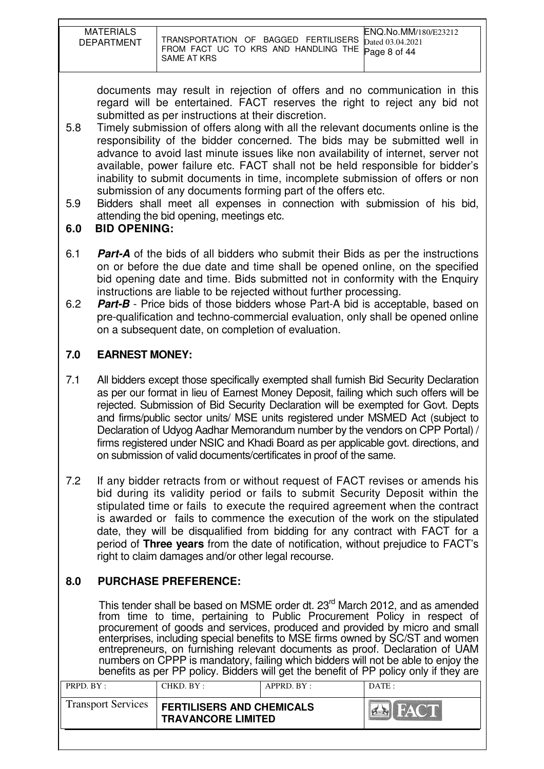documents may result in rejection of offers and no communication in this regard will be entertained. FACT reserves the right to reject any bid not submitted as per instructions at their discretion.

5.8 Timely submission of offers along with all the relevant documents online is the responsibility of the bidder concerned. The bids may be submitted well in advance to avoid last minute issues like non availability of internet, server not available, power failure etc. FACT shall not be held responsible for bidder's inability to submit documents in time, incomplete submission of offers or non submission of any documents forming part of the offers etc.

5.9 Bidders shall meet all expenses in connection with submission of his bid, attending the bid opening, meetings etc.

## 6.0 BID OPENING:

6.1 ***Part-A*** of the bids of all bidders who submit their Bids as per the instructions on or before the due date and time shall be opened online, on the specified bid opening date and time. Bids submitted not in conformity with the Enquiry instructions are liable to be rejected without further processing.

6.2 ***Part-B*** - Price bids of those bidders whose Part-A bid is acceptable, based on pre-qualification and techno-commercial evaluation, only shall be opened online on a subsequent date, on completion of evaluation.

## 7.0 EARNEST MONEY:

7.1 All bidders except those specifically exempted shall furnish Bid Security Declaration as per our format in lieu of Earnest Money Deposit, failing which such offers will be rejected. Submission of Bid Security Declaration will be exempted for Govt. Depts and firms/public sector units/ MSE units registered under MSMED Act (subject to Declaration of Udyog Aadhar Memorandum number by the vendors on CPP Portal) / firms registered under NSIC and Khadi Board as per applicable govt. directions, and on submission of valid documents/certificates in proof of the same.

7.2 If any bidder retracts from or without request of FACT revises or amends his bid during its validity period or fails to submit Security Deposit within the stipulated time or fails to execute the required agreement when the contract is awarded or fails to commence the execution of the work on the stipulated date, they will be disqualified from bidding for any contract with FACT for a period of **Three years** from the date of notification, without prejudice to FACT's right to claim damages and/or other legal recourse.

## 8.0 PURCHASE PREFERENCE:

This tender shall be based on MSME order dt. 23rd March 2012, and as amended from time to time, pertaining to Public Procurement Policy in respect of procurement of goods and services, produced and provided by micro and small enterprises, including special benefits to MSE firms owned by SC/ST and women entrepreneurs, on furnishing relevant documents as proof. Declaration of UAM numbers on CPPP is mandatory, failing which bidders will not be able to enjoy the benefits as per PP policy. Bidders will get the benefit of PP policy only if they are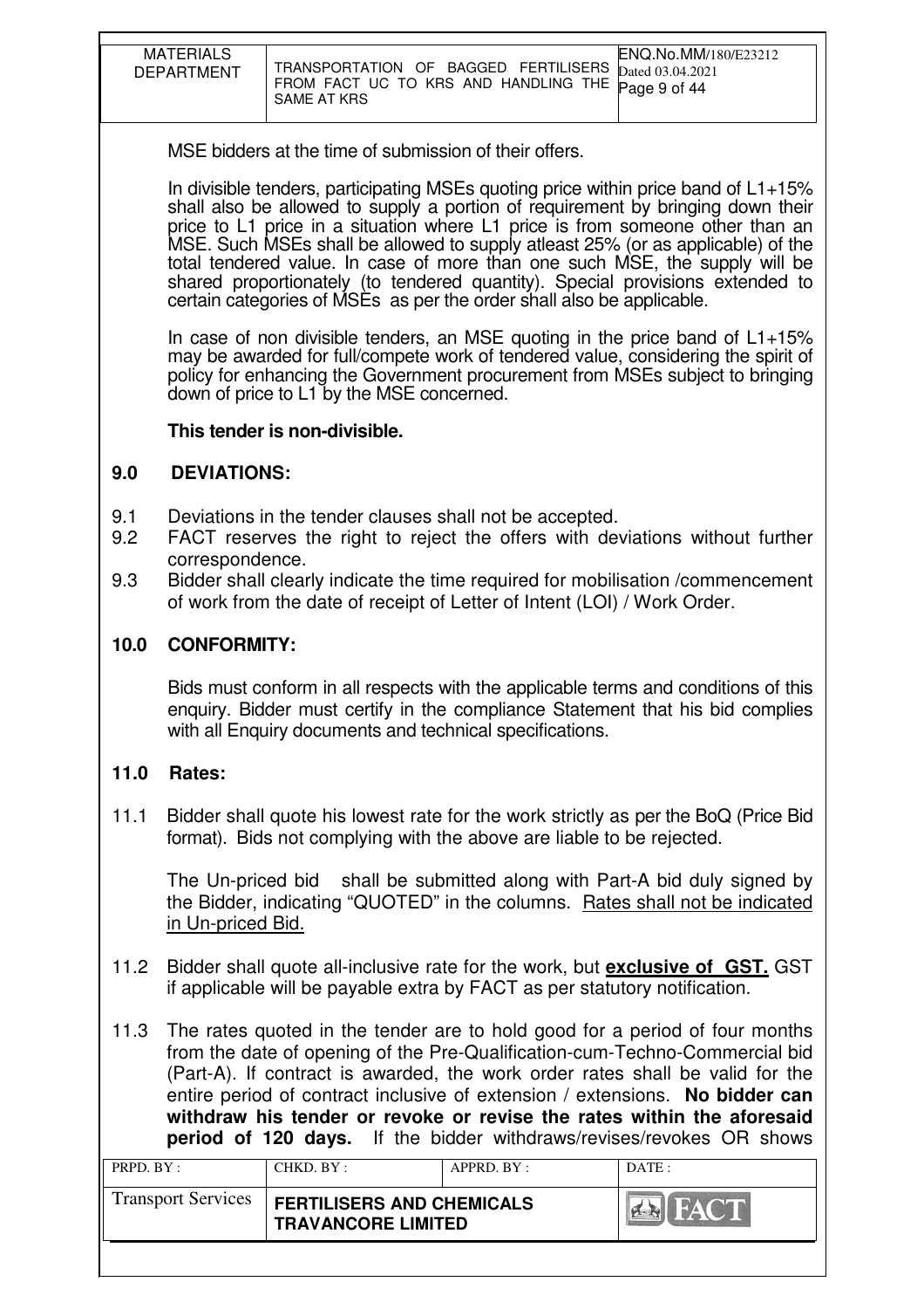MSE bidders at the time of submission of their offers.

In divisible tenders, participating MSEs quoting price within price band of L1+15% shall also be allowed to supply a portion of requirement by bringing down their price to L1 price in a situation where L1 price is from someone other than an MSE. Such MSEs shall be allowed to supply atleast 25% (or as applicable) of the total tendered value. In case of more than one such MSE, the supply will be shared proportionately (to tendered quantity). Special provisions extended to certain categories of MSEs as per the order shall also be applicable.

In case of non divisible tenders, an MSE quoting in the price band of L1+15% may be awarded for full/compete work of tendered value, considering the spirit of policy for enhancing the Government procurement from MSEs subject to bringing down of price to L1 by the MSE concerned.

**This tender is non-divisible.**

## 9.0 DEVIATIONS:

9.1 Deviations in the tender clauses shall not be accepted.

9.2 FACT reserves the right to reject the offers with deviations without further correspondence.

9.3 Bidder shall clearly indicate the time required for mobilisation /commencement of work from the date of receipt of Letter of Intent (LOI) / Work Order.

## 10.0 CONFORMITY:

Bids must conform in all respects with the applicable terms and conditions of this enquiry. Bidder must certify in the compliance Statement that his bid complies with all Enquiry documents and technical specifications.

## 11.0 Rates:

11.1 Bidder shall quote his lowest rate for the work strictly as per the BoQ (Price Bid format). Bids not complying with the above are liable to be rejected.

The Un-priced bid shall be submitted along with Part-A bid duly signed by the Bidder, indicating "QUOTED" in the columns. <u>Rates shall not be indicated in Un-priced Bid.</u>

11.2 Bidder shall quote all-inclusive rate for the work, but **<u>exclusive of GST.</u>** GST if applicable will be payable extra by FACT as per statutory notification.

11.3 The rates quoted in the tender are to hold good for a period of four months from the date of opening of the Pre-Qualification-cum-Techno-Commercial bid (Part-A). If contract is awarded, the work order rates shall be valid for the entire period of contract inclusive of extension / extensions. **No bidder can withdraw his tender or revoke or revise the rates within the aforesaid period of 120 days.** If the bidder withdraws/revises/revokes OR shows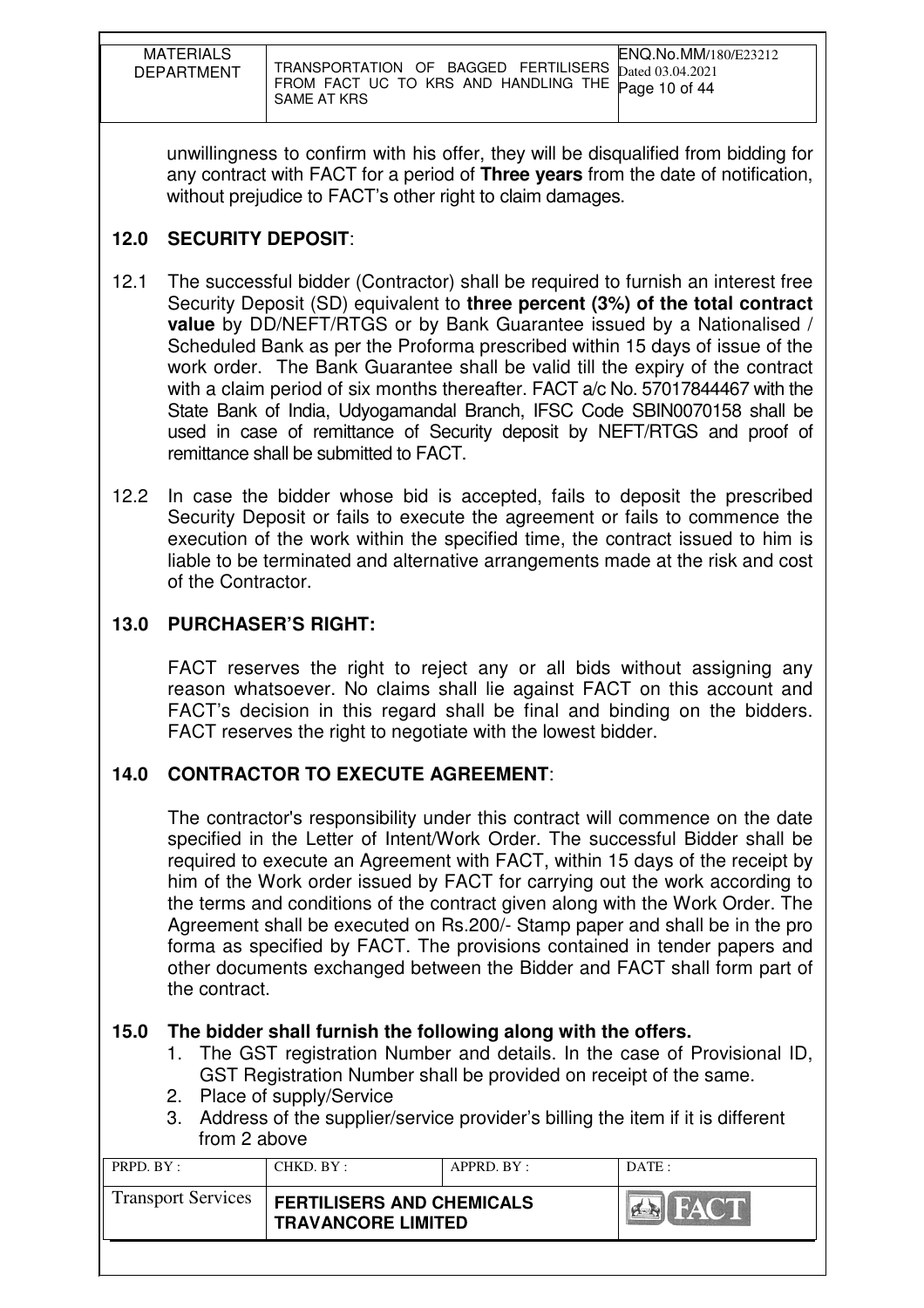unwillingness to confirm with his offer, they will be disqualified from bidding for any contract with FACT for a period of **Three years** from the date of notification, without prejudice to FACT's other right to claim damages.

## 12.0 SECURITY DEPOSIT:

12.1 The successful bidder (Contractor) shall be required to furnish an interest free Security Deposit (SD) equivalent to **three percent (3%) of the total contract value** by DD/NEFT/RTGS or by Bank Guarantee issued by a Nationalised / Scheduled Bank as per the Proforma prescribed within 15 days of issue of the work order. The Bank Guarantee shall be valid till the expiry of the contract with a claim period of six months thereafter. FACT a/c No. 57017844467 with the State Bank of India, Udyogamandal Branch, IFSC Code SBIN0070158 shall be used in case of remittance of Security deposit by NEFT/RTGS and proof of remittance shall be submitted to FACT.

12.2 In case the bidder whose bid is accepted, fails to deposit the prescribed Security Deposit or fails to execute the agreement or fails to commence the execution of the work within the specified time, the contract issued to him is liable to be terminated and alternative arrangements made at the risk and cost of the Contractor.

## 13.0 PURCHASER'S RIGHT:

FACT reserves the right to reject any or all bids without assigning any reason whatsoever. No claims shall lie against FACT on this account and FACT's decision in this regard shall be final and binding on the bidders. FACT reserves the right to negotiate with the lowest bidder.

## 14.0 CONTRACTOR TO EXECUTE AGREEMENT:

The contractor's responsibility under this contract will commence on the date specified in the Letter of Intent/Work Order. The successful Bidder shall be required to execute an Agreement with FACT, within 15 days of the receipt by him of the Work order issued by FACT for carrying out the work according to the terms and conditions of the contract given along with the Work Order. The Agreement shall be executed on Rs.200/- Stamp paper and shall be in the pro forma as specified by FACT. The provisions contained in tender papers and other documents exchanged between the Bidder and FACT shall form part of the contract.

## 15.0 The bidder shall furnish the following along with the offers.

1. The GST registration Number and details. In the case of Provisional ID, GST Registration Number shall be provided on receipt of the same.
2. Place of supply/Service
3. Address of the supplier/service provider's billing the item if it is different from 2 above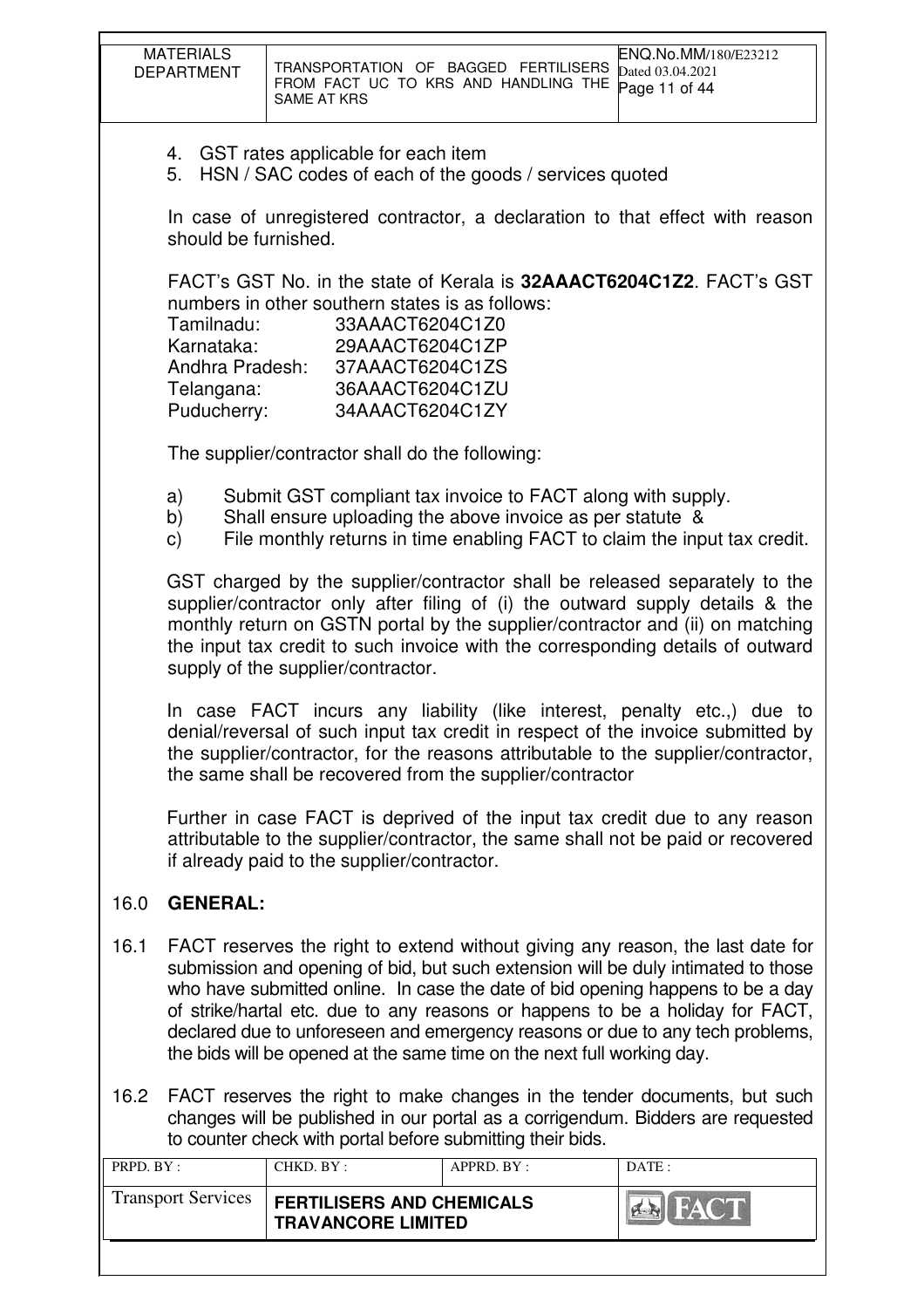4. GST rates applicable for each item
5. HSN / SAC codes of each of the goods / services quoted

In case of unregistered contractor, a declaration to that effect with reason should be furnished.

FACT's GST No. in the state of Kerala is **32AAACT6204C1Z2**. FACT's GST numbers in other southern states is as follows:

| | |
|---|---|
| Tamilnadu: | 33AAACT6204C1Z0 |
| Karnataka: | 29AAACT6204C1ZP |
| Andhra Pradesh: | 37AAACT6204C1ZS |
| Telangana: | 36AAACT6204C1ZU |
| Puducherry: | 34AAACT6204C1ZY |

The supplier/contractor shall do the following:

a) Submit GST compliant tax invoice to FACT along with supply.
b) Shall ensure uploading the above invoice as per statute &
c) File monthly returns in time enabling FACT to claim the input tax credit.

GST charged by the supplier/contractor shall be released separately to the supplier/contractor only after filing of (i) the outward supply details & the monthly return on GSTN portal by the supplier/contractor and (ii) on matching the input tax credit to such invoice with the corresponding details of outward supply of the supplier/contractor.

In case FACT incurs any liability (like interest, penalty etc.,) due to denial/reversal of such input tax credit in respect of the invoice submitted by the supplier/contractor, for the reasons attributable to the supplier/contractor, the same shall be recovered from the supplier/contractor

Further in case FACT is deprived of the input tax credit due to any reason attributable to the supplier/contractor, the same shall not be paid or recovered if already paid to the supplier/contractor.

## 16.0 GENERAL:

16.1 FACT reserves the right to extend without giving any reason, the last date for submission and opening of bid, but such extension will be duly intimated to those who have submitted online. In case the date of bid opening happens to be a day of strike/hartal etc. due to any reasons or happens to be a holiday for FACT, declared due to unforeseen and emergency reasons or due to any tech problems, the bids will be opened at the same time on the next full working day.

16.2 FACT reserves the right to make changes in the tender documents, but such changes will be published in our portal as a corrigendum. Bidders are requested to counter check with portal before submitting their bids.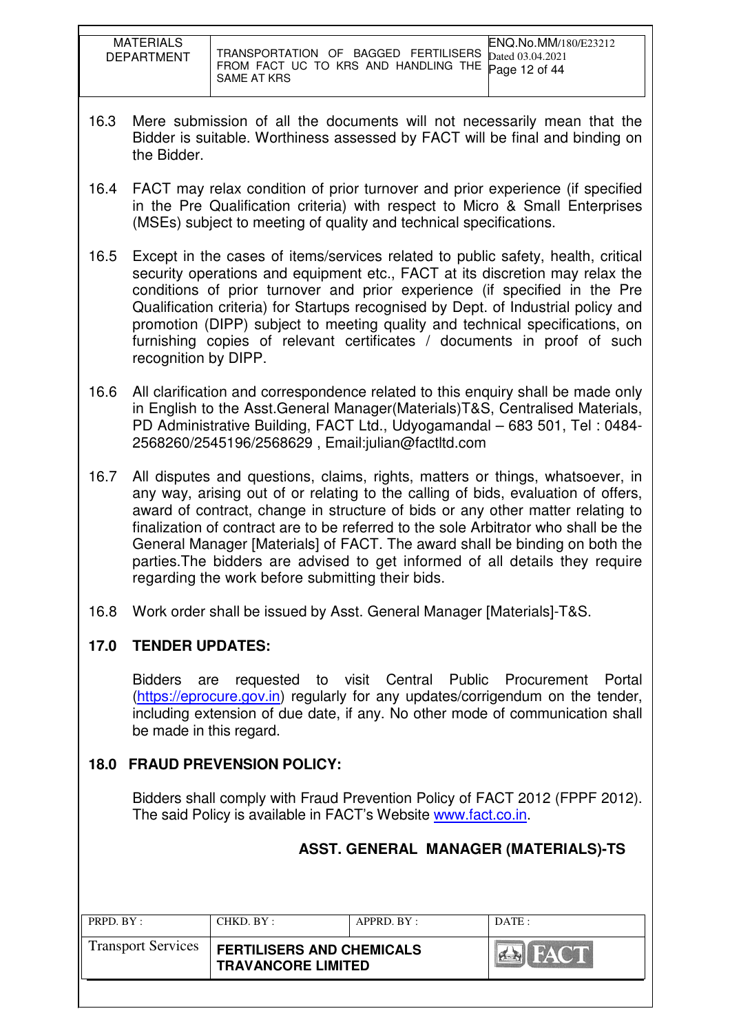16.3 Mere submission of all the documents will not necessarily mean that the Bidder is suitable. Worthiness assessed by FACT will be final and binding on the Bidder.

16.4 FACT may relax condition of prior turnover and prior experience (if specified in the Pre Qualification criteria) with respect to Micro & Small Enterprises (MSEs) subject to meeting of quality and technical specifications.

16.5 Except in the cases of items/services related to public safety, health, critical security operations and equipment etc., FACT at its discretion may relax the conditions of prior turnover and prior experience (if specified in the Pre Qualification criteria) for Startups recognised by Dept. of Industrial policy and promotion (DIPP) subject to meeting quality and technical specifications, on furnishing copies of relevant certificates / documents in proof of such recognition by DIPP.

16.6 All clarification and correspondence related to this enquiry shall be made only in English to the Asst.General Manager(Materials)T&S, Centralised Materials, PD Administrative Building, FACT Ltd., Udyogamandal – 683 501, Tel : 0484-2568260/2545196/2568629 , Email:julian@factltd.com

16.7 All disputes and questions, claims, rights, matters or things, whatsoever, in any way, arising out of or relating to the calling of bids, evaluation of offers, award of contract, change in structure of bids or any other matter relating to finalization of contract are to be referred to the sole Arbitrator who shall be the General Manager [Materials] of FACT. The award shall be binding on both the parties.The bidders are advised to get informed of all details they require regarding the work before submitting their bids.

16.8 Work order shall be issued by Asst. General Manager [Materials]-T&S.

## 17.0 TENDER UPDATES:

Bidders are requested to visit Central Public Procurement Portal (https://eprocure.gov.in) regularly for any updates/corrigendum on the tender, including extension of due date, if any. No other mode of communication shall be made in this regard.

## 18.0 FRAUD PREVENSION POLICY:

Bidders shall comply with Fraud Prevention Policy of FACT 2012 (FPPF 2012). The said Policy is available in FACT's Website www.fact.co.in.

**ASST. GENERAL MANAGER (MATERIALS)-TS**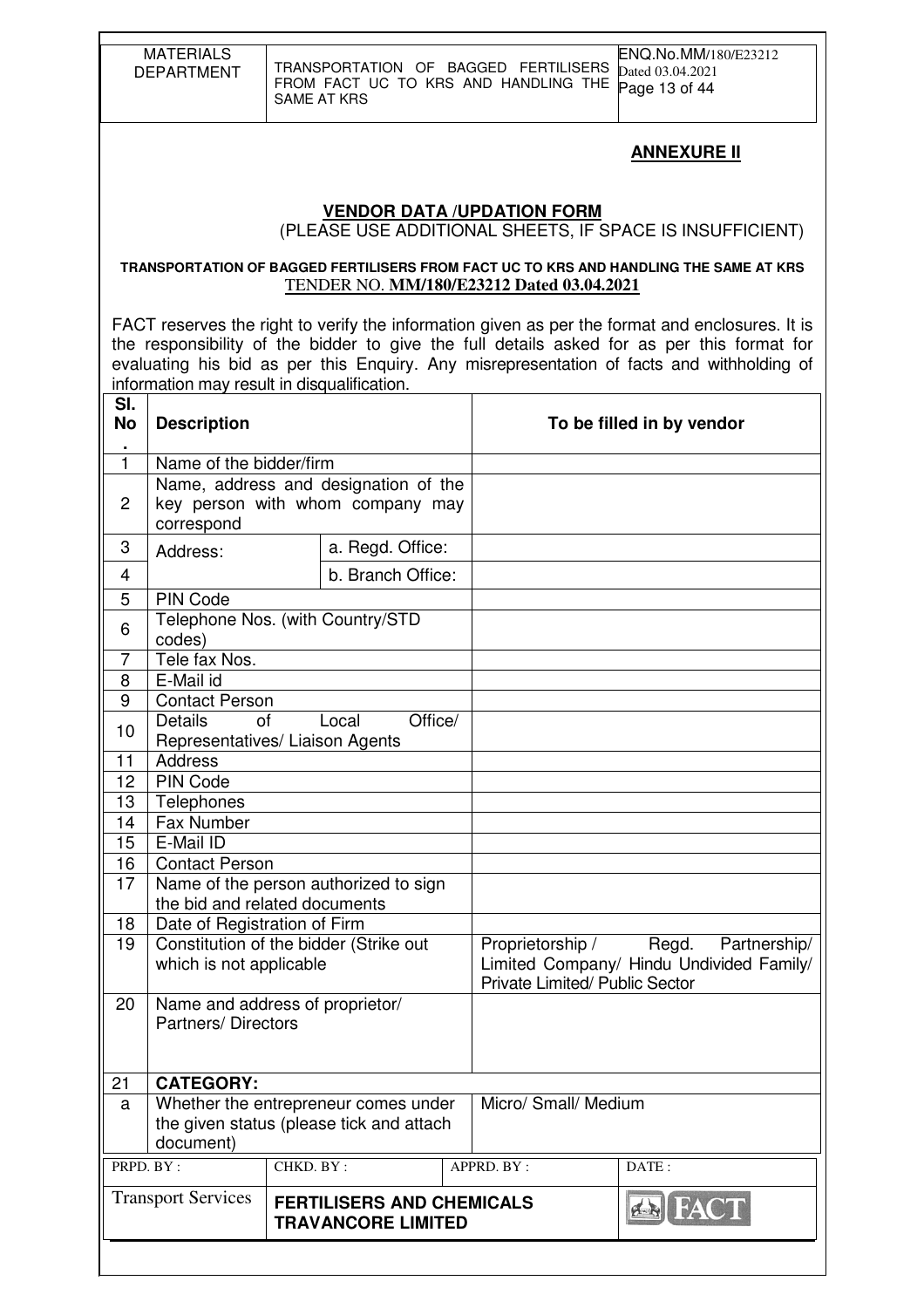**ANNEXURE II**

**VENDOR DATA /UPDATION FORM**

(PLEASE USE ADDITIONAL SHEETS, IF SPACE IS INSUFFICIENT)

**TRANSPORTATION OF BAGGED FERTILISERS FROM FACT UC TO KRS AND HANDLING THE SAME AT KRS**
TENDER NO. **MM/180/E23212 Dated 03.04.2021**

FACT reserves the right to verify the information given as per the format and enclosures. It is the responsibility of the bidder to give the full details asked for as per this format for evaluating his bid as per this Enquiry. Any misrepresentation of facts and withholding of information may result in disqualification.

| Sl. No. | Description | | To be filled in by vendor |
|---|---|---|---|
| 1 | Name of the bidder/firm | | |
| 2 | Name, address and designation of the key person with whom company may correspond | | |
| 3 | Address: | a. Regd. Office: | |
| 4 | | b. Branch Office: | |
| 5 | PIN Code | | |
| 6 | Telephone Nos. (with Country/STD codes) | | |
| 7 | Tele fax Nos. | | |
| 8 | E-Mail id | | |
| 9 | Contact Person | | |
| 10 | Details of Local Office/ Representatives/ Liaison Agents | | |
| 11 | Address | | |
| 12 | PIN Code | | |
| 13 | Telephones | | |
| 14 | Fax Number | | |
| 15 | E-Mail ID | | |
| 16 | Contact Person | | |
| 17 | Name of the person authorized to sign the bid and related documents | | |
| 18 | Date of Registration of Firm | | |
| 19 | Constitution of the bidder (Strike out which is not applicable | | Proprietorship / Regd. Partnership/ Limited Company/ Hindu Undivided Family/ Private Limited/ Public Sector |
| 20 | Name and address of proprietor/ Partners/ Directors | | |
| 21 | **CATEGORY:** | | |
| a | Whether the entrepreneur comes under the given status (please tick and attach document) | | Micro/ Small/ Medium |

| PRPD. BY : | CHKD. BY : | APPRD. BY : | DATE : |
|---|---|---|---|
| Transport Services | **FERTILISERS AND CHEMICALS TRAVANCORE LIMITED** | | FACT |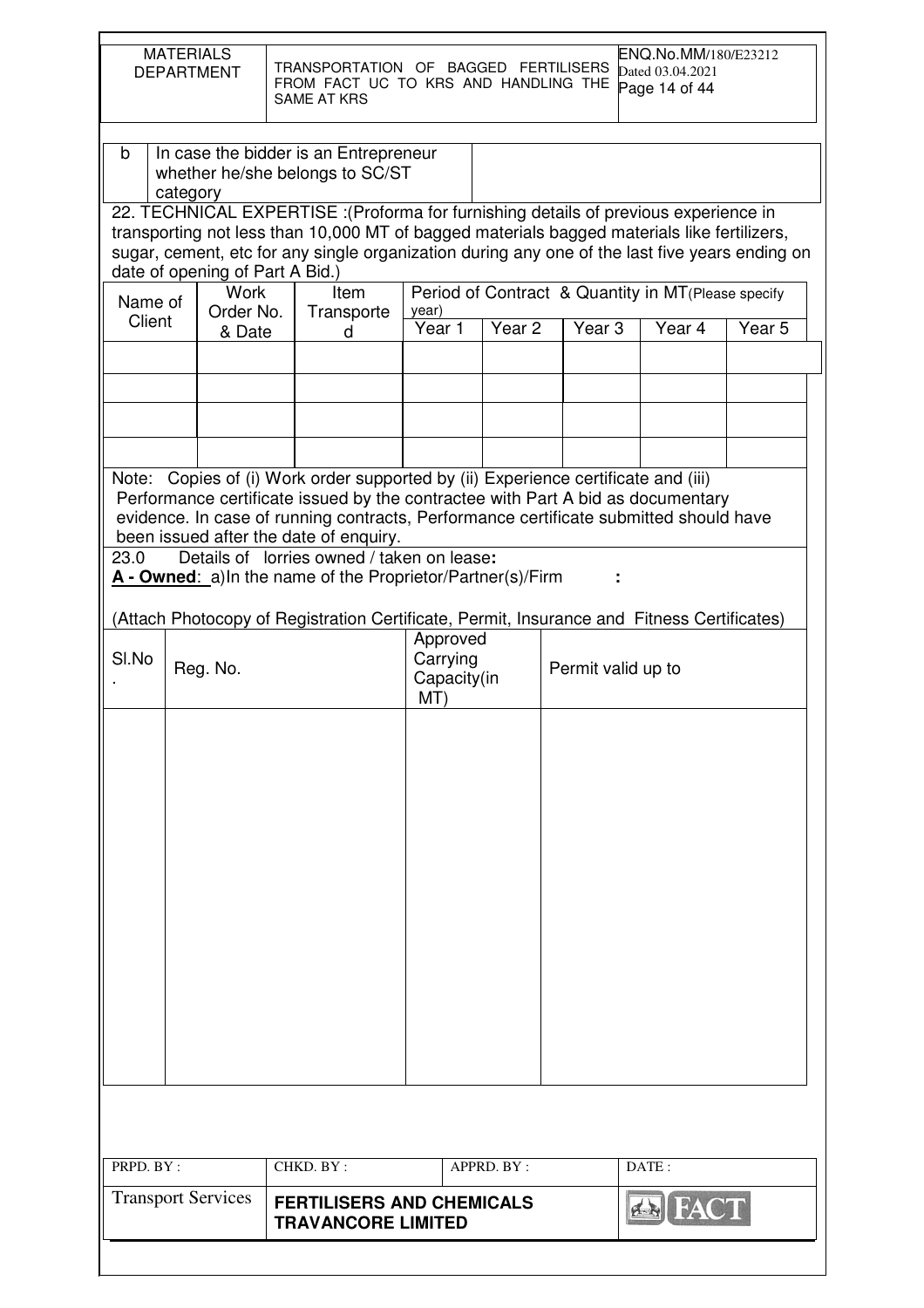| b | In case the bidder is an Entrepreneur whether he/she belongs to SC/ST category | |
|---|---|---|

22. TECHNICAL EXPERTISE :(Proforma for furnishing details of previous experience in transporting not less than 10,000 MT of bagged materials bagged materials like fertilizers, sugar, cement, etc for any single organization during any one of the last five years ending on date of opening of Part A Bid.)

| Name of Client | Work Order No. & Date | Item Transported | Period of Contract & Quantity in MT(Please specify year) | | | | |
|---|---|---|---|---|---|---|---|
| | | | Year 1 | Year 2 | Year 3 | Year 4 | Year 5 |
| | | | | | | | |
| | | | | | | | |
| | | | | | | | |
| | | | | | | | |

Note: Copies of (i) Work order supported by (ii) Experience certificate and (iii) Performance certificate issued by the contractee with Part A bid as documentary evidence. In case of running contracts, Performance certificate submitted should have been issued after the date of enquiry.

23.0 Details of lorries owned / taken on lease:

**A - Owned**: a)In the name of the Proprietor/Partner(s)/Firm :

(Attach Photocopy of Registration Certificate, Permit, Insurance and Fitness Certificates)

| Sl.No. | Reg. No. | Approved Carrying Capacity(in MT) | Permit valid up to |
|---|---|---|---|
| | | | |

| PRPD. BY : | CHKD. BY : | APPRD. BY : | DATE : |
|---|---|---|---|
| Transport Services | FERTILISERS AND CHEMICALS TRAVANCORE LIMITED | | |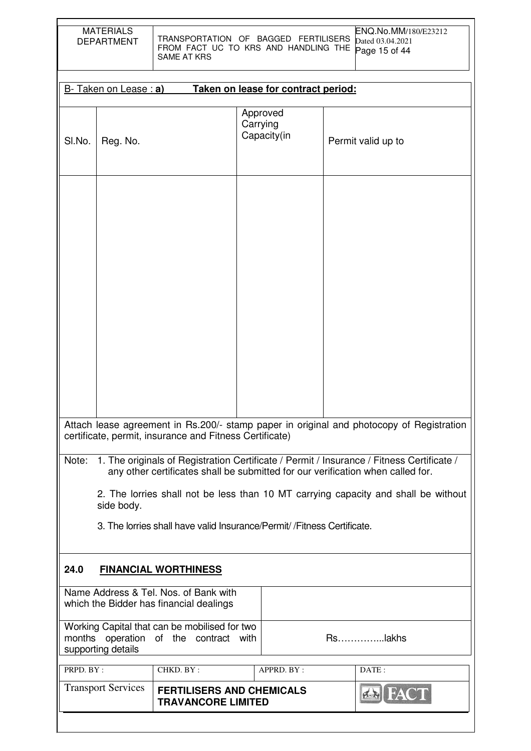B- Taken on Lease : **a)** **Taken on lease for contract period:**

| Sl.No. | Reg. No. | Approved Carrying Capacity(in | Permit valid up to |
|---|---|---|---|
| | | | |

Attach lease agreement in Rs.200/- stamp paper in original and photocopy of Registration certificate, permit, insurance and Fitness Certificate)

Note: 1. The originals of Registration Certificate / Permit / Insurance / Fitness Certificate / any other certificates shall be submitted for our verification when called for.

2. The lorries shall not be less than 10 MT carrying capacity and shall be without side body.

3. The lorries shall have valid Insurance/Permit/ /Fitness Certificate.

## 24.0 FINANCIAL WORTHINESS

| | |
|---|---|
| Name Address & Tel. Nos. of Bank with which the Bidder has financial dealings | |
| Working Capital that can be mobilised for two months operation of the contract with supporting details | Rs…………...lakhs |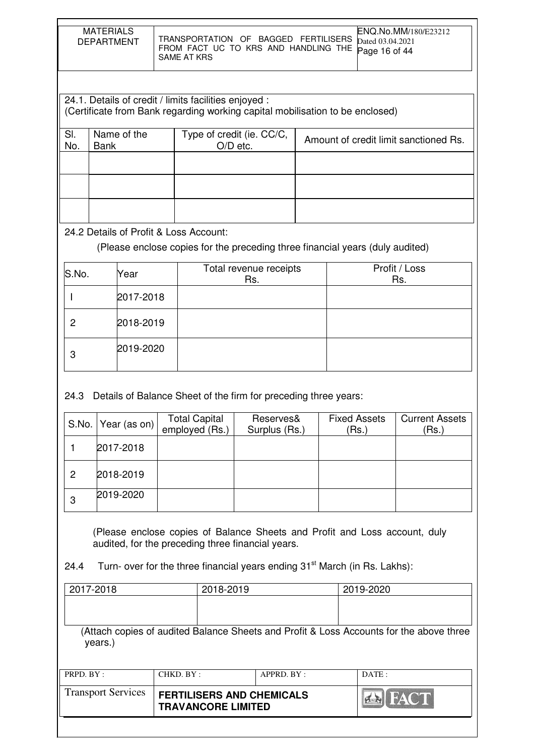24.1. Details of credit / limits facilities enjoyed :
(Certificate from Bank regarding working capital mobilisation to be enclosed)

| Sl. No. | Name of the Bank | Type of credit (ie. CC/C, O/D etc. | Amount of credit limit sanctioned Rs. |
|---|---|---|---|
| | | | |
| | | | |
| | | | |

24.2 Details of Profit & Loss Account:

(Please enclose copies for the preceding three financial years (duly audited)

| S.No. | Year | Total revenue receipts Rs. | Profit / Loss Rs. |
|---|---|---|---|
| I | 2017-2018 | | |
| 2 | 2018-2019 | | |
| 3 | 2019-2020 | | |

24.3 Details of Balance Sheet of the firm for preceding three years:

| S.No. | Year (as on) | Total Capital employed (Rs.) | Reserves& Surplus (Rs.) | Fixed Assets (Rs.) | Current Assets (Rs.) |
|---|---|---|---|---|---|
| 1 | 2017-2018 | | | | |
| 2 | 2018-2019 | | | | |
| 3 | 2019-2020 | | | | |

(Please enclose copies of Balance Sheets and Profit and Loss account, duly audited, for the preceding three financial years.

24.4 Turn- over for the three financial years ending 31st March (in Rs. Lakhs):

| 2017-2018 | 2018-2019 | 2019-2020 |
|---|---|---|
| | | |

(Attach copies of audited Balance Sheets and Profit & Loss Accounts for the above three years.)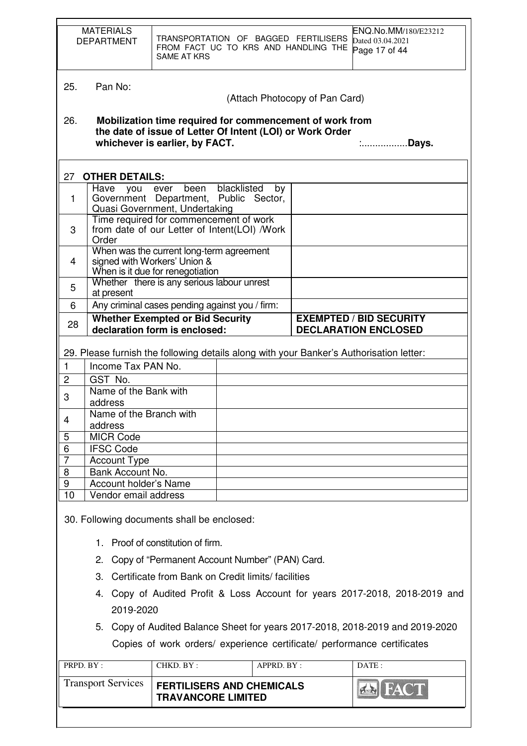25. Pan No:

(Attach Photocopy of Pan Card)

26. **Mobilization time required for commencement of work from the date of issue of Letter Of Intent (LOI) or Work Order whichever is earlier, by FACT.** :................**Days.**

| 27 | **OTHER DETAILS:** | |
|---|---|---|
| 1 | Have you ever been blacklisted by Government Department, Public Sector, Quasi Government, Undertaking | |
| 3 | Time required for commencement of work from date of our Letter of Intent(LOI) /Work Order | |
| 4 | When was the current long-term agreement signed with Workers' Union & When is it due for renegotiation | |
| 5 | Whether there is any serious labour unrest at present | |
| 6 | Any criminal cases pending against you / firm: | |
| 28 | **Whether Exempted or Bid Security declaration form is enclosed:** | **EXEMPTED / BID SECURITY DECLARATION ENCLOSED** |

29. Please furnish the following details along with your Banker's Authorisation letter:

| | | |
|---|---|---|
| 1 | Income Tax PAN No. | |
| 2 | GST No. | |
| 3 | Name of the Bank with address | |
| 4 | Name of the Branch with address | |
| 5 | MICR Code | |
| 6 | IFSC Code | |
| 7 | Account Type | |
| 8 | Bank Account No. | |
| 9 | Account holder's Name | |
| 10 | Vendor email address | |

30. Following documents shall be enclosed:

1. Proof of constitution of firm.
2. Copy of "Permanent Account Number" (PAN) Card.
3. Certificate from Bank on Credit limits/ facilities
4. Copy of Audited Profit & Loss Account for years 2017-2018, 2018-2019 and 2019-2020
5. Copy of Audited Balance Sheet for years 2017-2018, 2018-2019 and 2019-2020

   Copies of work orders/ experience certificate/ performance certificates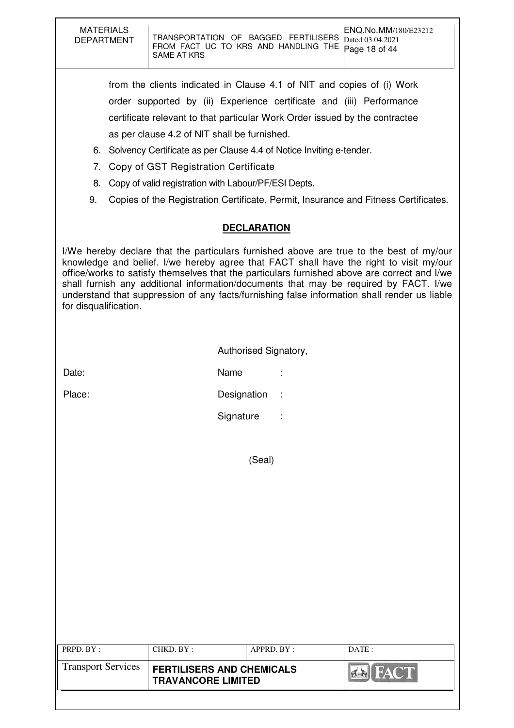from the clients indicated in Clause 4.1 of NIT and copies of (i) Work order supported by (ii) Experience certificate and (iii) Performance certificate relevant to that particular Work Order issued by the contractee as per clause 4.2 of NIT shall be furnished.

6. Solvency Certificate as per Clause 4.4 of Notice Inviting e-tender.
7. Copy of GST Registration Certificate
8. Copy of valid registration with Labour/PF/ESI Depts.
9. Copies of the Registration Certificate, Permit, Insurance and Fitness Certificates.

## DECLARATION

I/We hereby declare that the particulars furnished above are true to the best of my/our knowledge and belief. I/we hereby agree that FACT shall have the right to visit my/our office/works to satisfy themselves that the particulars furnished above are correct and I/we shall furnish any additional information/documents that may be required by FACT. I/we understand that suppression of any facts/furnishing false information shall render us liable for disqualification.

Authorised Signatory,

Date: Name :

Place: Designation :

Signature :

(Seal)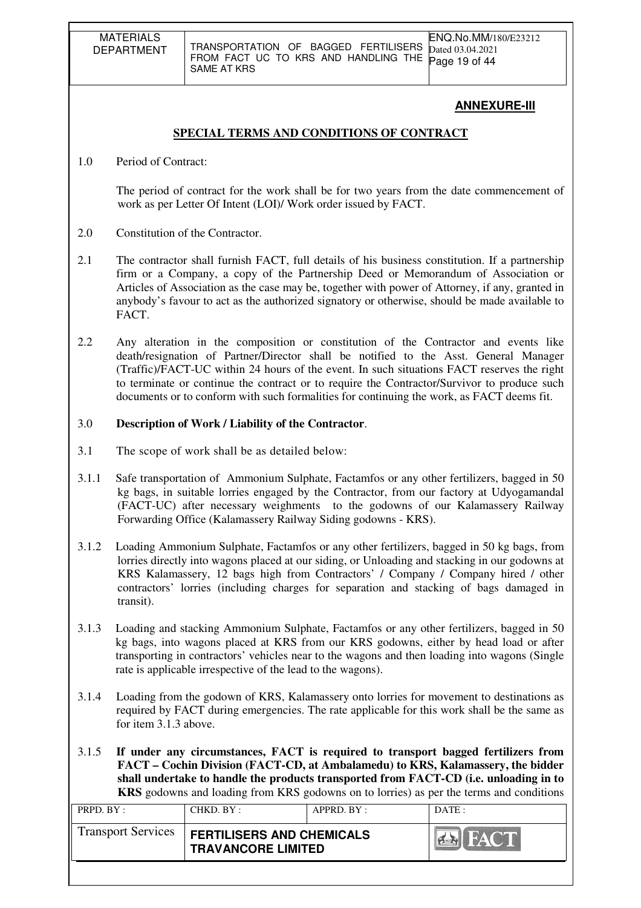## ANNEXURE-III

### SPECIAL TERMS AND CONDITIONS OF CONTRACT

1.0 Period of Contract:

The period of contract for the work shall be for two years from the date commencement of work as per Letter Of Intent (LOI)/ Work order issued by FACT.

2.0 Constitution of the Contractor.

2.1 The contractor shall furnish FACT, full details of his business constitution. If a partnership firm or a Company, a copy of the Partnership Deed or Memorandum of Association or Articles of Association as the case may be, together with power of Attorney, if any, granted in anybody's favour to act as the authorized signatory or otherwise, should be made available to FACT.

2.2 Any alteration in the composition or constitution of the Contractor and events like death/resignation of Partner/Director shall be notified to the Asst. General Manager (Traffic)/FACT-UC within 24 hours of the event. In such situations FACT reserves the right to terminate or continue the contract or to require the Contractor/Survivor to produce such documents or to conform with such formalities for continuing the work, as FACT deems fit.

3.0 **Description of Work / Liability of the Contractor**.

3.1 The scope of work shall be as detailed below:

3.1.1 Safe transportation of Ammonium Sulphate, Factamfos or any other fertilizers, bagged in 50 kg bags, in suitable lorries engaged by the Contractor, from our factory at Udyogamandal (FACT-UC) after necessary weighments to the godowns of our Kalamassery Railway Forwarding Office (Kalamassery Railway Siding godowns - KRS).

3.1.2 Loading Ammonium Sulphate, Factamfos or any other fertilizers, bagged in 50 kg bags, from lorries directly into wagons placed at our siding, or Unloading and stacking in our godowns at KRS Kalamassery, 12 bags high from Contractors' / Company / Company hired / other contractors' lorries (including charges for separation and stacking of bags damaged in transit).

3.1.3 Loading and stacking Ammonium Sulphate, Factamfos or any other fertilizers, bagged in 50 kg bags, into wagons placed at KRS from our KRS godowns, either by head load or after transporting in contractors' vehicles near to the wagons and then loading into wagons (Single rate is applicable irrespective of the lead to the wagons).

3.1.4 Loading from the godown of KRS, Kalamassery onto lorries for movement to destinations as required by FACT during emergencies. The rate applicable for this work shall be the same as for item 3.1.3 above.

3.1.5 **If under any circumstances, FACT is required to transport bagged fertilizers from FACT – Cochin Division (FACT-CD, at Ambalamedu) to KRS, Kalamassery, the bidder shall undertake to handle the products transported from FACT-CD (i.e. unloading in to KRS** godowns and loading from KRS godowns on to lorries) as per the terms and conditions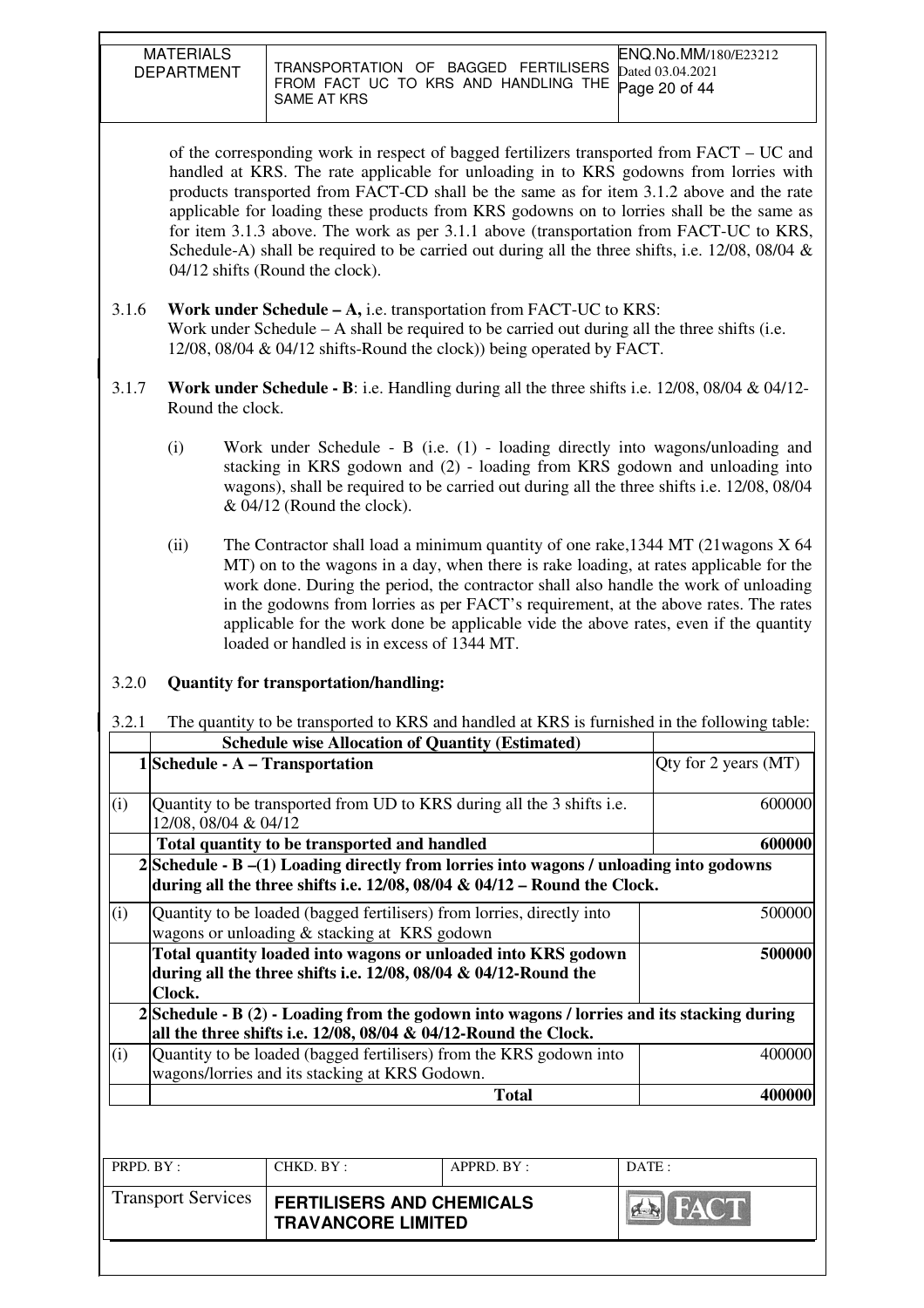of the corresponding work in respect of bagged fertilizers transported from FACT – UC and handled at KRS. The rate applicable for unloading in to KRS godowns from lorries with products transported from FACT-CD shall be the same as for item 3.1.2 above and the rate applicable for loading these products from KRS godowns on to lorries shall be the same as for item 3.1.3 above. The work as per 3.1.1 above (transportation from FACT-UC to KRS, Schedule-A) shall be required to be carried out during all the three shifts, i.e. 12/08, 08/04 & 04/12 shifts (Round the clock).

3.1.6 **Work under Schedule – A,** i.e. transportation from FACT-UC to KRS:
Work under Schedule – A shall be required to be carried out during all the three shifts (i.e. 12/08, 08/04 & 04/12 shifts-Round the clock)) being operated by FACT.

3.1.7 **Work under Schedule - B**: i.e. Handling during all the three shifts i.e. 12/08, 08/04 & 04/12-Round the clock.

(i) Work under Schedule - B (i.e. (1) - loading directly into wagons/unloading and stacking in KRS godown and (2) - loading from KRS godown and unloading into wagons), shall be required to be carried out during all the three shifts i.e. 12/08, 08/04 & 04/12 (Round the clock).

(ii) The Contractor shall load a minimum quantity of one rake,1344 MT (21wagons X 64 MT) on to the wagons in a day, when there is rake loading, at rates applicable for the work done. During the period, the contractor shall also handle the work of unloading in the godowns from lorries as per FACT's requirement, at the above rates. The rates applicable for the work done be applicable vide the above rates, even if the quantity loaded or handled is in excess of 1344 MT.

3.2.0 **Quantity for transportation/handling:**

3.2.1 The quantity to be transported to KRS and handled at KRS is furnished in the following table:

| | **Schedule wise Allocation of Quantity (Estimated)** | |
|---|---|---|
| **1** | **Schedule - A – Transportation** | Qty for 2 years (MT) |
| (i) | Quantity to be transported from UD to KRS during all the 3 shifts i.e. 12/08, 08/04 & 04/12 | 600000 |
| | **Total quantity to be transported and handled** | **600000** |
| **2** | **Schedule - B –(1) Loading directly from lorries into wagons / unloading into godowns during all the three shifts i.e. 12/08, 08/04 & 04/12 – Round the Clock.** | |
| (i) | Quantity to be loaded (bagged fertilisers) from lorries, directly into wagons or unloading & stacking at KRS godown | 500000 |
| | **Total quantity loaded into wagons or unloaded into KRS godown during all the three shifts i.e. 12/08, 08/04 & 04/12-Round the Clock.** | **500000** |
| **2** | **Schedule - B (2) - Loading from the godown into wagons / lorries and its stacking during all the three shifts i.e. 12/08, 08/04 & 04/12-Round the Clock.** | |
| (i) | Quantity to be loaded (bagged fertilisers) from the KRS godown into wagons/lorries and its stacking at KRS Godown. | 400000 |
| | **Total** | **400000** |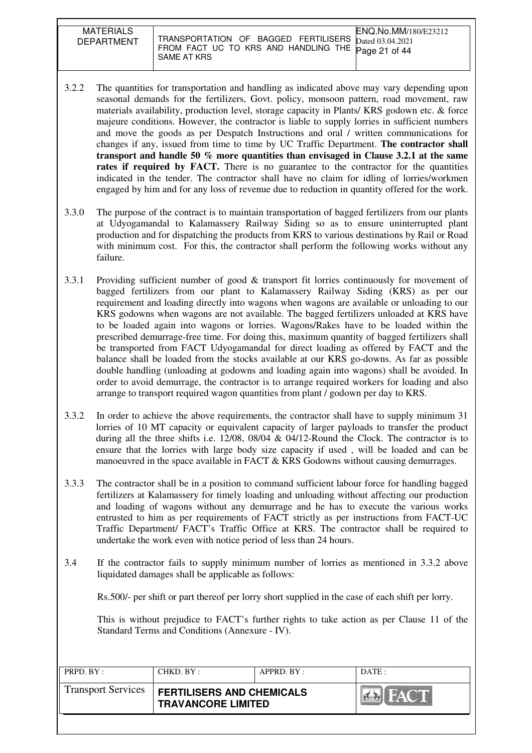3.2.2 The quantities for transportation and handling as indicated above may vary depending upon seasonal demands for the fertilizers, Govt. policy, monsoon pattern, road movement, raw materials availability, production level, storage capacity in Plants/ KRS godown etc. & force majeure conditions. However, the contractor is liable to supply lorries in sufficient numbers and move the goods as per Despatch Instructions and oral / written communications for changes if any, issued from time to time by UC Traffic Department. **The contractor shall transport and handle 50 % more quantities than envisaged in Clause 3.2.1 at the same rates if required by FACT.** There is no guarantee to the contractor for the quantities indicated in the tender. The contractor shall have no claim for idling of lorries/workmen engaged by him and for any loss of revenue due to reduction in quantity offered for the work.

3.3.0 The purpose of the contract is to maintain transportation of bagged fertilizers from our plants at Udyogamandal to Kalamassery Railway Siding so as to ensure uninterrupted plant production and for dispatching the products from KRS to various destinations by Rail or Road with minimum cost. For this, the contractor shall perform the following works without any failure.

3.3.1 Providing sufficient number of good & transport fit lorries continuously for movement of bagged fertilizers from our plant to Kalamassery Railway Siding (KRS) as per our requirement and loading directly into wagons when wagons are available or unloading to our KRS godowns when wagons are not available. The bagged fertilizers unloaded at KRS have to be loaded again into wagons or lorries. Wagons/Rakes have to be loaded within the prescribed demurrage-free time. For doing this, maximum quantity of bagged fertilizers shall be transported from FACT Udyogamandal for direct loading as offered by FACT and the balance shall be loaded from the stocks available at our KRS go-downs. As far as possible double handling (unloading at godowns and loading again into wagons) shall be avoided. In order to avoid demurrage, the contractor is to arrange required workers for loading and also arrange to transport required wagon quantities from plant / godown per day to KRS.

3.3.2 In order to achieve the above requirements, the contractor shall have to supply minimum 31 lorries of 10 MT capacity or equivalent capacity of larger payloads to transfer the product during all the three shifts i.e. 12/08, 08/04 & 04/12-Round the Clock. The contractor is to ensure that the lorries with large body size capacity if used , will be loaded and can be manoeuvred in the space available in FACT & KRS Godowns without causing demurrages.

3.3.3 The contractor shall be in a position to command sufficient labour force for handling bagged fertilizers at Kalamassery for timely loading and unloading without affecting our production and loading of wagons without any demurrage and he has to execute the various works entrusted to him as per requirements of FACT strictly as per instructions from FACT-UC Traffic Department/ FACT's Traffic Office at KRS. The contractor shall be required to undertake the work even with notice period of less than 24 hours.

3.4 If the contractor fails to supply minimum number of lorries as mentioned in 3.3.2 above liquidated damages shall be applicable as follows:

Rs.500/- per shift or part thereof per lorry short supplied in the case of each shift per lorry.

This is without prejudice to FACT's further rights to take action as per Clause 11 of the Standard Terms and Conditions (Annexure - IV).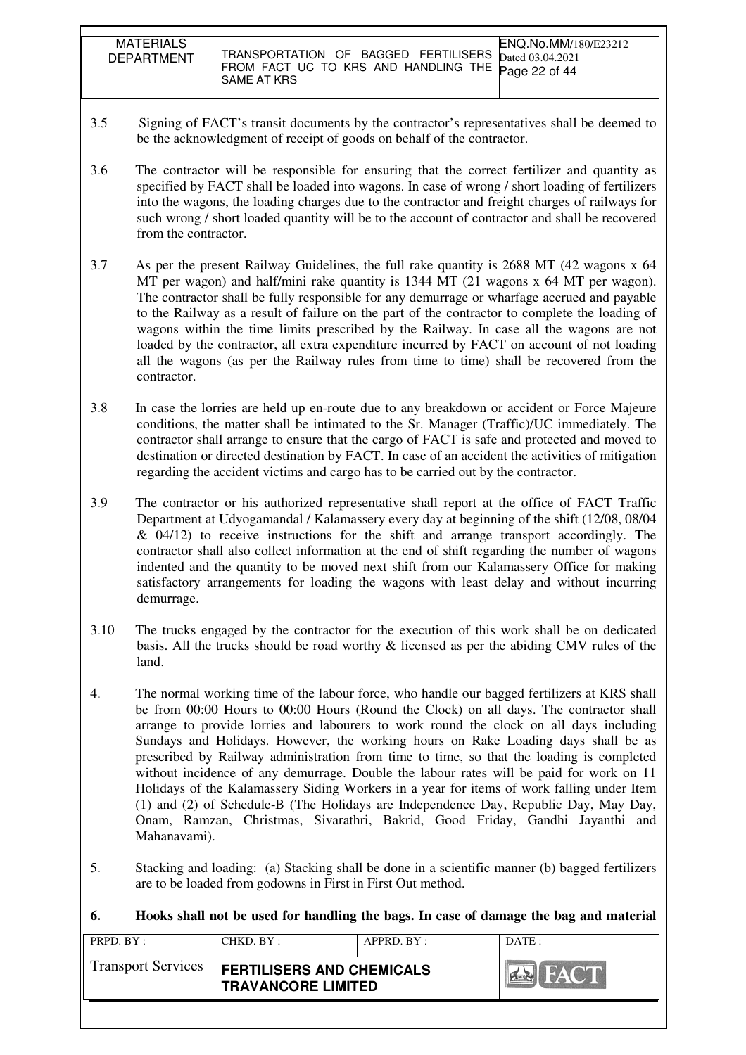3.5 Signing of FACT's transit documents by the contractor's representatives shall be deemed to be the acknowledgment of receipt of goods on behalf of the contractor.

3.6 The contractor will be responsible for ensuring that the correct fertilizer and quantity as specified by FACT shall be loaded into wagons. In case of wrong / short loading of fertilizers into the wagons, the loading charges due to the contractor and freight charges of railways for such wrong / short loaded quantity will be to the account of contractor and shall be recovered from the contractor.

3.7 As per the present Railway Guidelines, the full rake quantity is 2688 MT (42 wagons x 64 MT per wagon) and half/mini rake quantity is 1344 MT (21 wagons x 64 MT per wagon). The contractor shall be fully responsible for any demurrage or wharfage accrued and payable to the Railway as a result of failure on the part of the contractor to complete the loading of wagons within the time limits prescribed by the Railway. In case all the wagons are not loaded by the contractor, all extra expenditure incurred by FACT on account of not loading all the wagons (as per the Railway rules from time to time) shall be recovered from the contractor.

3.8 In case the lorries are held up en-route due to any breakdown or accident or Force Majeure conditions, the matter shall be intimated to the Sr. Manager (Traffic)/UC immediately. The contractor shall arrange to ensure that the cargo of FACT is safe and protected and moved to destination or directed destination by FACT. In case of an accident the activities of mitigation regarding the accident victims and cargo has to be carried out by the contractor.

3.9 The contractor or his authorized representative shall report at the office of FACT Traffic Department at Udyogamandal / Kalamassery every day at beginning of the shift (12/08, 08/04 & 04/12) to receive instructions for the shift and arrange transport accordingly. The contractor shall also collect information at the end of shift regarding the number of wagons indented and the quantity to be moved next shift from our Kalamassery Office for making satisfactory arrangements for loading the wagons with least delay and without incurring demurrage.

3.10 The trucks engaged by the contractor for the execution of this work shall be on dedicated basis. All the trucks should be road worthy & licensed as per the abiding CMV rules of the land.

4. The normal working time of the labour force, who handle our bagged fertilizers at KRS shall be from 00:00 Hours to 00:00 Hours (Round the Clock) on all days. The contractor shall arrange to provide lorries and labourers to work round the clock on all days including Sundays and Holidays. However, the working hours on Rake Loading days shall be as prescribed by Railway administration from time to time, so that the loading is completed without incidence of any demurrage. Double the labour rates will be paid for work on 11 Holidays of the Kalamassery Siding Workers in a year for items of work falling under Item (1) and (2) of Schedule-B (The Holidays are Independence Day, Republic Day, May Day, Onam, Ramzan, Christmas, Sivarathri, Bakrid, Good Friday, Gandhi Jayanthi and Mahanavami).

5. Stacking and loading: (a) Stacking shall be done in a scientific manner (b) bagged fertilizers are to be loaded from godowns in First in First Out method.

**6. Hooks shall not be used for handling the bags. In case of damage the bag and material**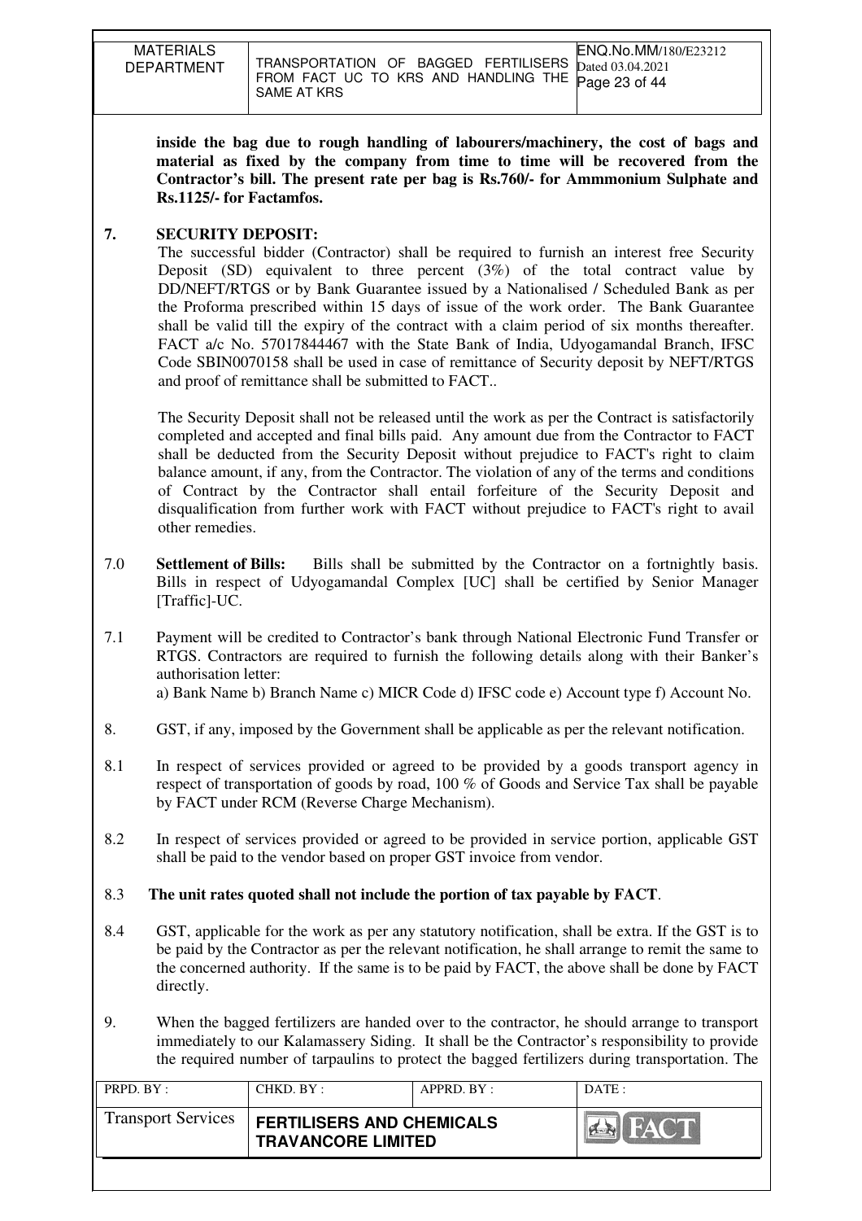**inside the bag due to rough handling of labourers/machinery, the cost of bags and material as fixed by the company from time to time will be recovered from the Contractor's bill. The present rate per bag is Rs.760/- for Ammmonium Sulphate and Rs.1125/- for Factamfos.**

**7. SECURITY DEPOSIT:**

The successful bidder (Contractor) shall be required to furnish an interest free Security Deposit (SD) equivalent to three percent (3%) of the total contract value by DD/NEFT/RTGS or by Bank Guarantee issued by a Nationalised / Scheduled Bank as per the Proforma prescribed within 15 days of issue of the work order. The Bank Guarantee shall be valid till the expiry of the contract with a claim period of six months thereafter. FACT a/c No. 57017844467 with the State Bank of India, Udyogamandal Branch, IFSC Code SBIN0070158 shall be used in case of remittance of Security deposit by NEFT/RTGS and proof of remittance shall be submitted to FACT..

The Security Deposit shall not be released until the work as per the Contract is satisfactorily completed and accepted and final bills paid. Any amount due from the Contractor to FACT shall be deducted from the Security Deposit without prejudice to FACT's right to claim balance amount, if any, from the Contractor. The violation of any of the terms and conditions of Contract by the Contractor shall entail forfeiture of the Security Deposit and disqualification from further work with FACT without prejudice to FACT's right to avail other remedies.

7.0 **Settlement of Bills:** Bills shall be submitted by the Contractor on a fortnightly basis. Bills in respect of Udyogamandal Complex [UC] shall be certified by Senior Manager [Traffic]-UC.

7.1 Payment will be credited to Contractor's bank through National Electronic Fund Transfer or RTGS. Contractors are required to furnish the following details along with their Banker's authorisation letter:
a) Bank Name b) Branch Name c) MICR Code d) IFSC code e) Account type f) Account No.

8. GST, if any, imposed by the Government shall be applicable as per the relevant notification.

8.1 In respect of services provided or agreed to be provided by a goods transport agency in respect of transportation of goods by road, 100 % of Goods and Service Tax shall be payable by FACT under RCM (Reverse Charge Mechanism).

8.2 In respect of services provided or agreed to be provided in service portion, applicable GST shall be paid to the vendor based on proper GST invoice from vendor.

8.3 **The unit rates quoted shall not include the portion of tax payable by FACT**.

8.4 GST, applicable for the work as per any statutory notification, shall be extra. If the GST is to be paid by the Contractor as per the relevant notification, he shall arrange to remit the same to the concerned authority. If the same is to be paid by FACT, the above shall be done by FACT directly.

9. When the bagged fertilizers are handed over to the contractor, he should arrange to transport immediately to our Kalamassery Siding. It shall be the Contractor's responsibility to provide the required number of tarpaulins to protect the bagged fertilizers during transportation. The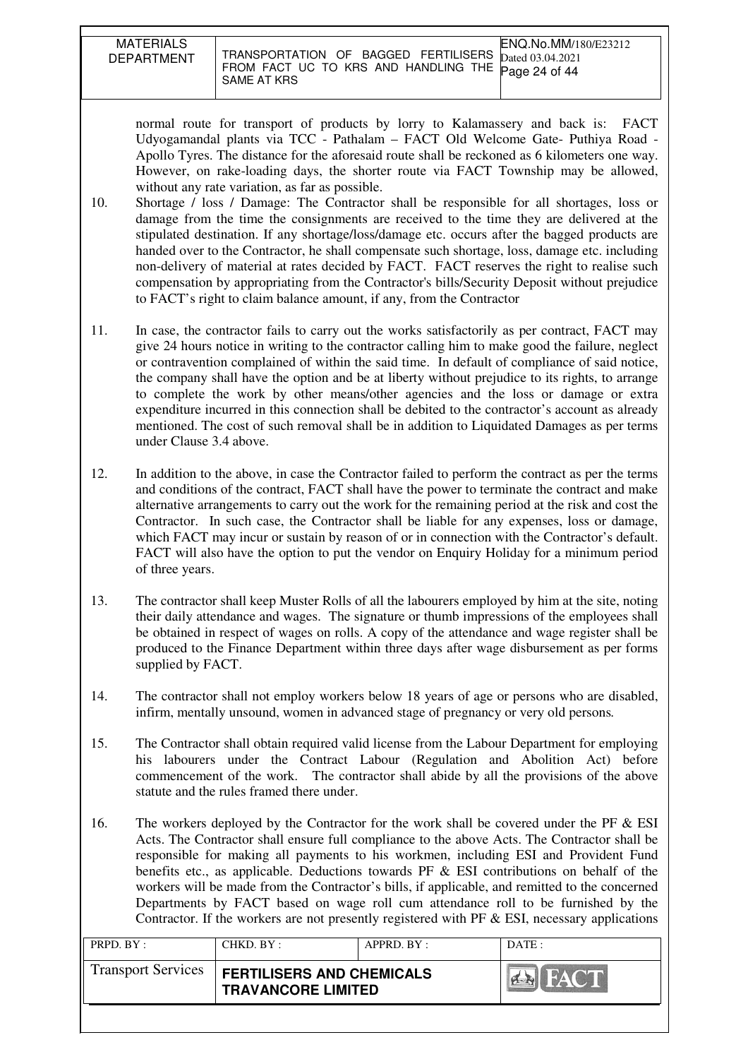normal route for transport of products by lorry to Kalamassery and back is: FACT Udyogamandal plants via TCC - Pathalam – FACT Old Welcome Gate- Puthiya Road - Apollo Tyres. The distance for the aforesaid route shall be reckoned as 6 kilometers one way. However, on rake-loading days, the shorter route via FACT Township may be allowed, without any rate variation, as far as possible.

10. Shortage / loss / Damage: The Contractor shall be responsible for all shortages, loss or damage from the time the consignments are received to the time they are delivered at the stipulated destination. If any shortage/loss/damage etc. occurs after the bagged products are handed over to the Contractor, he shall compensate such shortage, loss, damage etc. including non-delivery of material at rates decided by FACT. FACT reserves the right to realise such compensation by appropriating from the Contractor's bills/Security Deposit without prejudice to FACT's right to claim balance amount, if any, from the Contractor

11. In case, the contractor fails to carry out the works satisfactorily as per contract, FACT may give 24 hours notice in writing to the contractor calling him to make good the failure, neglect or contravention complained of within the said time. In default of compliance of said notice, the company shall have the option and be at liberty without prejudice to its rights, to arrange to complete the work by other means/other agencies and the loss or damage or extra expenditure incurred in this connection shall be debited to the contractor's account as already mentioned. The cost of such removal shall be in addition to Liquidated Damages as per terms under Clause 3.4 above.

12. In addition to the above, in case the Contractor failed to perform the contract as per the terms and conditions of the contract, FACT shall have the power to terminate the contract and make alternative arrangements to carry out the work for the remaining period at the risk and cost the Contractor. In such case, the Contractor shall be liable for any expenses, loss or damage, which FACT may incur or sustain by reason of or in connection with the Contractor's default. FACT will also have the option to put the vendor on Enquiry Holiday for a minimum period of three years.

13. The contractor shall keep Muster Rolls of all the labourers employed by him at the site, noting their daily attendance and wages. The signature or thumb impressions of the employees shall be obtained in respect of wages on rolls. A copy of the attendance and wage register shall be produced to the Finance Department within three days after wage disbursement as per forms supplied by FACT.

14. The contractor shall not employ workers below 18 years of age or persons who are disabled, infirm, mentally unsound, women in advanced stage of pregnancy or very old persons.

15. The Contractor shall obtain required valid license from the Labour Department for employing his labourers under the Contract Labour (Regulation and Abolition Act) before commencement of the work. The contractor shall abide by all the provisions of the above statute and the rules framed there under.

16. The workers deployed by the Contractor for the work shall be covered under the PF & ESI Acts. The Contractor shall ensure full compliance to the above Acts. The Contractor shall be responsible for making all payments to his workmen, including ESI and Provident Fund benefits etc., as applicable. Deductions towards PF & ESI contributions on behalf of the workers will be made from the Contractor's bills, if applicable, and remitted to the concerned Departments by FACT based on wage roll cum attendance roll to be furnished by the Contractor. If the workers are not presently registered with PF & ESI, necessary applications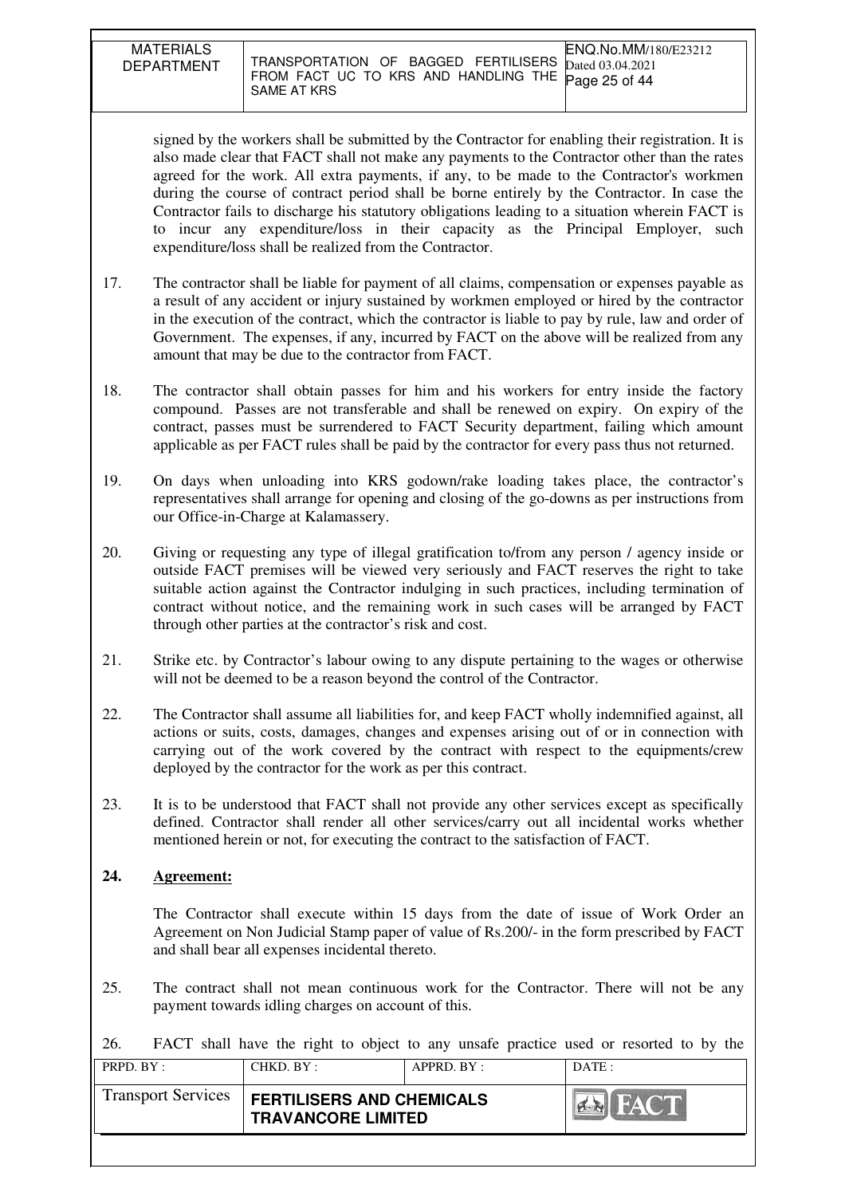signed by the workers shall be submitted by the Contractor for enabling their registration. It is also made clear that FACT shall not make any payments to the Contractor other than the rates agreed for the work. All extra payments, if any, to be made to the Contractor's workmen during the course of contract period shall be borne entirely by the Contractor. In case the Contractor fails to discharge his statutory obligations leading to a situation wherein FACT is to incur any expenditure/loss in their capacity as the Principal Employer, such expenditure/loss shall be realized from the Contractor.

17. The contractor shall be liable for payment of all claims, compensation or expenses payable as a result of any accident or injury sustained by workmen employed or hired by the contractor in the execution of the contract, which the contractor is liable to pay by rule, law and order of Government. The expenses, if any, incurred by FACT on the above will be realized from any amount that may be due to the contractor from FACT.

18. The contractor shall obtain passes for him and his workers for entry inside the factory compound. Passes are not transferable and shall be renewed on expiry. On expiry of the contract, passes must be surrendered to FACT Security department, failing which amount applicable as per FACT rules shall be paid by the contractor for every pass thus not returned.

19. On days when unloading into KRS godown/rake loading takes place, the contractor's representatives shall arrange for opening and closing of the go-downs as per instructions from our Office-in-Charge at Kalamassery.

20. Giving or requesting any type of illegal gratification to/from any person / agency inside or outside FACT premises will be viewed very seriously and FACT reserves the right to take suitable action against the Contractor indulging in such practices, including termination of contract without notice, and the remaining work in such cases will be arranged by FACT through other parties at the contractor's risk and cost.

21. Strike etc. by Contractor's labour owing to any dispute pertaining to the wages or otherwise will not be deemed to be a reason beyond the control of the Contractor.

22. The Contractor shall assume all liabilities for, and keep FACT wholly indemnified against, all actions or suits, costs, damages, changes and expenses arising out of or in connection with carrying out of the work covered by the contract with respect to the equipments/crew deployed by the contractor for the work as per this contract.

23. It is to be understood that FACT shall not provide any other services except as specifically defined. Contractor shall render all other services/carry out all incidental works whether mentioned herein or not, for executing the contract to the satisfaction of FACT.

**24. <u>Agreement:</u>**

The Contractor shall execute within 15 days from the date of issue of Work Order an Agreement on Non Judicial Stamp paper of value of Rs.200/- in the form prescribed by FACT and shall bear all expenses incidental thereto.

25. The contract shall not mean continuous work for the Contractor. There will not be any payment towards idling charges on account of this.

26. FACT shall have the right to object to any unsafe practice used or resorted to by the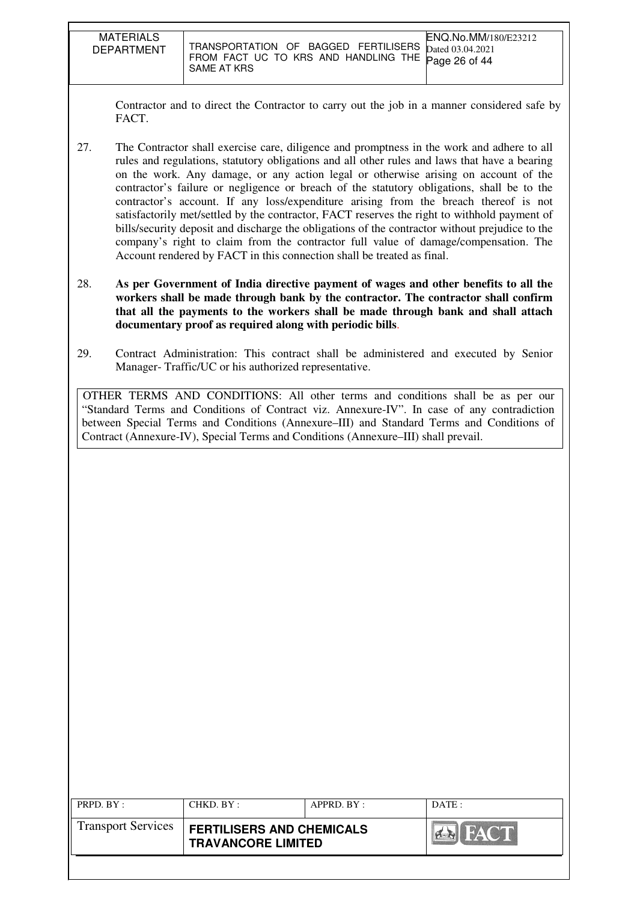Contractor and to direct the Contractor to carry out the job in a manner considered safe by FACT.

27. The Contractor shall exercise care, diligence and promptness in the work and adhere to all rules and regulations, statutory obligations and all other rules and laws that have a bearing on the work. Any damage, or any action legal or otherwise arising on account of the contractor's failure or negligence or breach of the statutory obligations, shall be to the contractor's account. If any loss/expenditure arising from the breach thereof is not satisfactorily met/settled by the contractor, FACT reserves the right to withhold payment of bills/security deposit and discharge the obligations of the contractor without prejudice to the company's right to claim from the contractor full value of damage/compensation. The Account rendered by FACT in this connection shall be treated as final.

28. **As per Government of India directive payment of wages and other benefits to all the workers shall be made through bank by the contractor. The contractor shall confirm that all the payments to the workers shall be made through bank and shall attach documentary proof as required along with periodic bills**.

29. Contract Administration: This contract shall be administered and executed by Senior Manager- Traffic/UC or his authorized representative.

OTHER TERMS AND CONDITIONS: All other terms and conditions shall be as per our "Standard Terms and Conditions of Contract viz. Annexure-IV". In case of any contradiction between Special Terms and Conditions (Annexure–III) and Standard Terms and Conditions of Contract (Annexure-IV), Special Terms and Conditions (Annexure–III) shall prevail.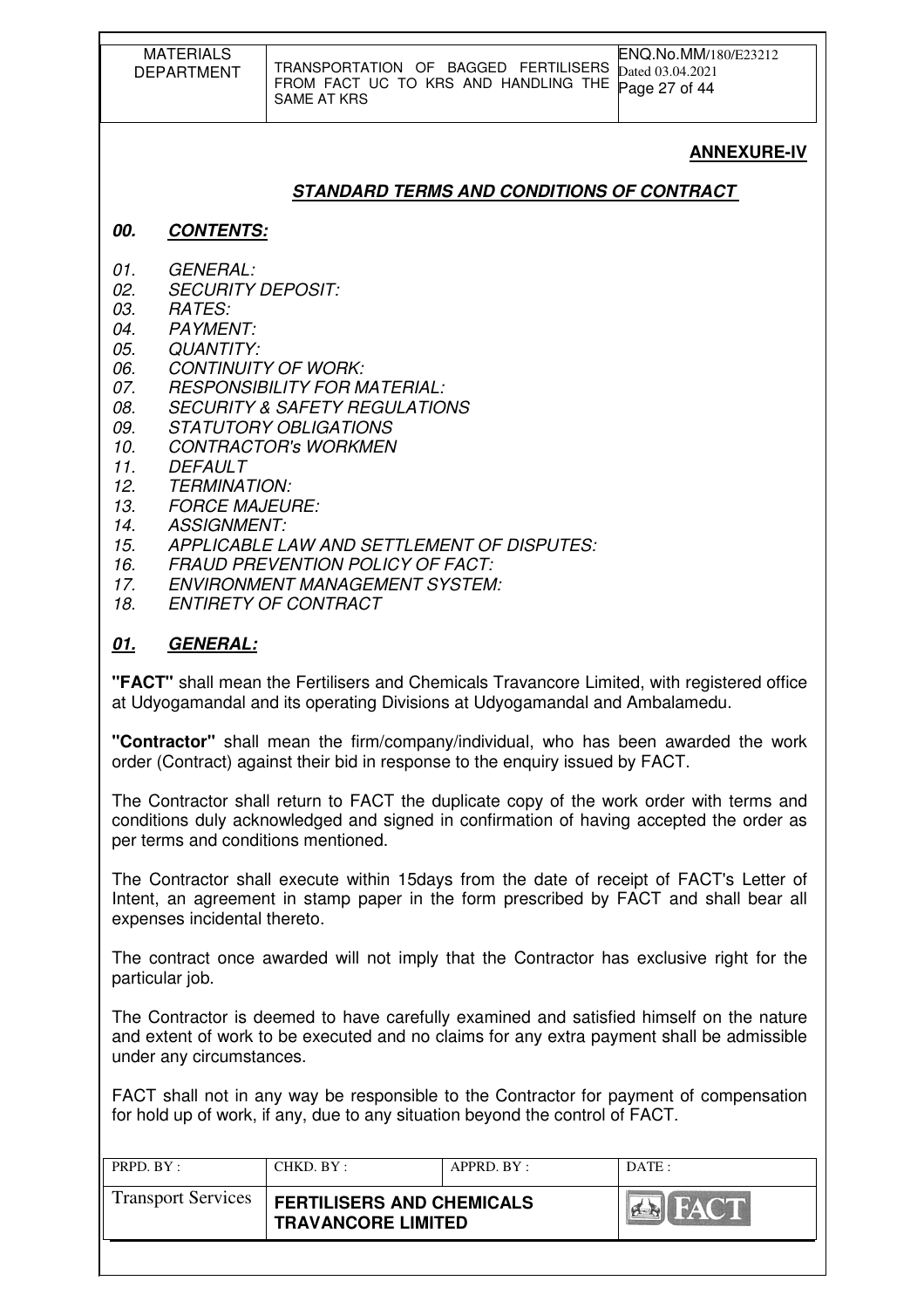**ANNEXURE-IV**

## ***STANDARD TERMS AND CONDITIONS OF CONTRACT***

### ***00. CONTENTS:***

*01. GENERAL:*
*02. SECURITY DEPOSIT:*
*03. RATES:*
*04. PAYMENT:*
*05. QUANTITY:*
*06. CONTINUITY OF WORK:*
*07. RESPONSIBILITY FOR MATERIAL:*
*08. SECURITY & SAFETY REGULATIONS*
*09. STATUTORY OBLIGATIONS*
*10. CONTRACTOR's WORKMEN*
*11. DEFAULT*
*12. TERMINATION:*
*13. FORCE MAJEURE:*
*14. ASSIGNMENT:*
*15. APPLICABLE LAW AND SETTLEMENT OF DISPUTES:*
*16. FRAUD PREVENTION POLICY OF FACT:*
*17. ENVIRONMENT MANAGEMENT SYSTEM:*
*18. ENTIRETY OF CONTRACT*

### ***01. GENERAL:***

**"FACT"** shall mean the Fertilisers and Chemicals Travancore Limited, with registered office at Udyogamandal and its operating Divisions at Udyogamandal and Ambalamedu.

**"Contractor"** shall mean the firm/company/individual, who has been awarded the work order (Contract) against their bid in response to the enquiry issued by FACT.

The Contractor shall return to FACT the duplicate copy of the work order with terms and conditions duly acknowledged and signed in confirmation of having accepted the order as per terms and conditions mentioned.

The Contractor shall execute within 15days from the date of receipt of FACT's Letter of Intent, an agreement in stamp paper in the form prescribed by FACT and shall bear all expenses incidental thereto.

The contract once awarded will not imply that the Contractor has exclusive right for the particular job.

The Contractor is deemed to have carefully examined and satisfied himself on the nature and extent of work to be executed and no claims for any extra payment shall be admissible under any circumstances.

FACT shall not in any way be responsible to the Contractor for payment of compensation for hold up of work, if any, due to any situation beyond the control of FACT.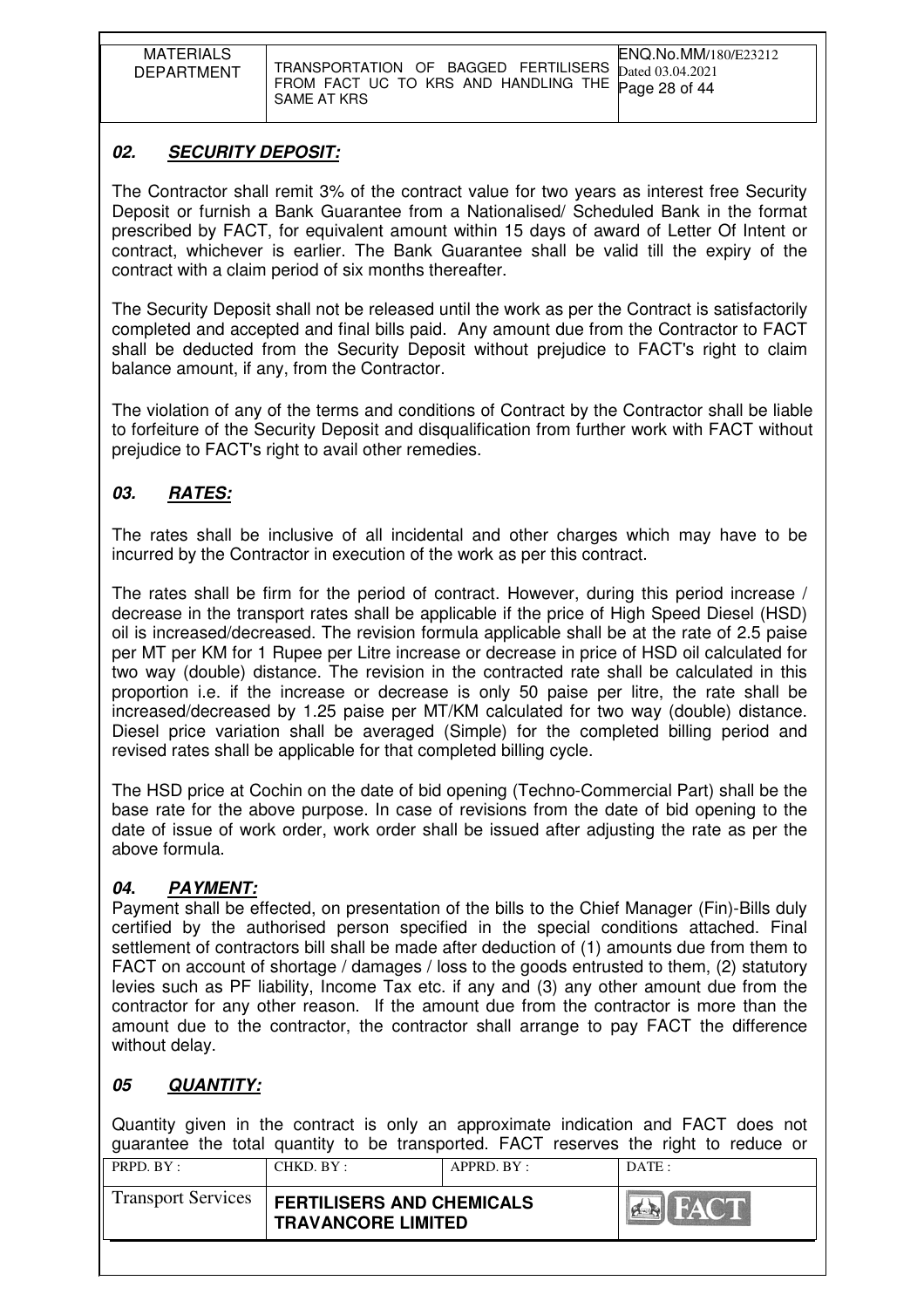## *02. SECURITY DEPOSIT:*

The Contractor shall remit 3% of the contract value for two years as interest free Security Deposit or furnish a Bank Guarantee from a Nationalised/ Scheduled Bank in the format prescribed by FACT, for equivalent amount within 15 days of award of Letter Of Intent or contract, whichever is earlier. The Bank Guarantee shall be valid till the expiry of the contract with a claim period of six months thereafter.

The Security Deposit shall not be released until the work as per the Contract is satisfactorily completed and accepted and final bills paid. Any amount due from the Contractor to FACT shall be deducted from the Security Deposit without prejudice to FACT's right to claim balance amount, if any, from the Contractor.

The violation of any of the terms and conditions of Contract by the Contractor shall be liable to forfeiture of the Security Deposit and disqualification from further work with FACT without prejudice to FACT's right to avail other remedies.

## *03. RATES:*

The rates shall be inclusive of all incidental and other charges which may have to be incurred by the Contractor in execution of the work as per this contract.

The rates shall be firm for the period of contract. However, during this period increase / decrease in the transport rates shall be applicable if the price of High Speed Diesel (HSD) oil is increased/decreased. The revision formula applicable shall be at the rate of 2.5 paise per MT per KM for 1 Rupee per Litre increase or decrease in price of HSD oil calculated for two way (double) distance. The revision in the contracted rate shall be calculated in this proportion i.e. if the increase or decrease is only 50 paise per litre, the rate shall be increased/decreased by 1.25 paise per MT/KM calculated for two way (double) distance. Diesel price variation shall be averaged (Simple) for the completed billing period and revised rates shall be applicable for that completed billing cycle.

The HSD price at Cochin on the date of bid opening (Techno-Commercial Part) shall be the base rate for the above purpose. In case of revisions from the date of bid opening to the date of issue of work order, work order shall be issued after adjusting the rate as per the above formula.

## *04. PAYMENT:*

Payment shall be effected, on presentation of the bills to the Chief Manager (Fin)-Bills duly certified by the authorised person specified in the special conditions attached. Final settlement of contractors bill shall be made after deduction of (1) amounts due from them to FACT on account of shortage / damages / loss to the goods entrusted to them, (2) statutory levies such as PF liability, Income Tax etc. if any and (3) any other amount due from the contractor for any other reason. If the amount due from the contractor is more than the amount due to the contractor, the contractor shall arrange to pay FACT the difference without delay.

## *05 QUANTITY:*

Quantity given in the contract is only an approximate indication and FACT does not guarantee the total quantity to be transported. FACT reserves the right to reduce or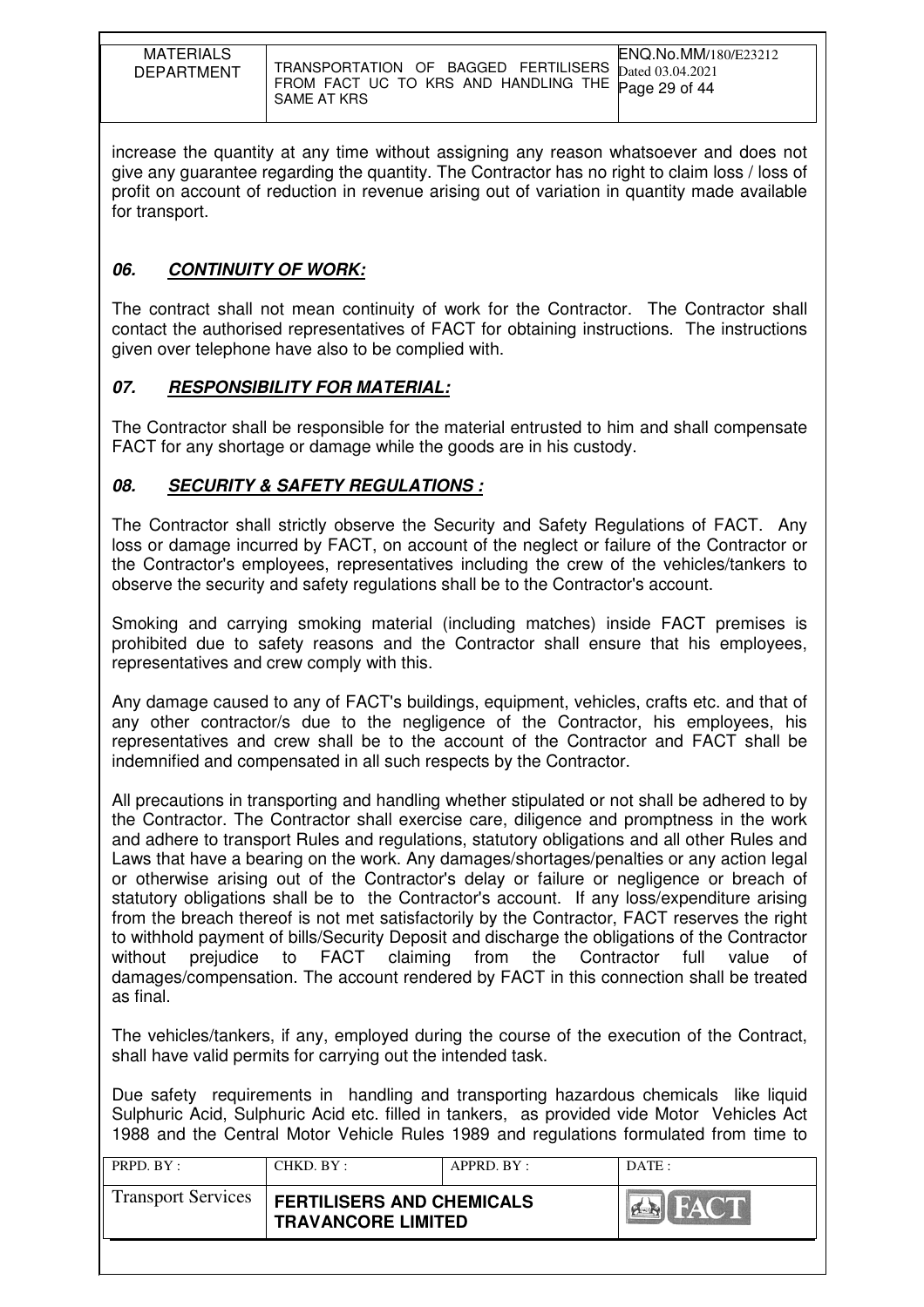increase the quantity at any time without assigning any reason whatsoever and does not give any guarantee regarding the quantity. The Contractor has no right to claim loss / loss of profit on account of reduction in revenue arising out of variation in quantity made available for transport.

### *06. CONTINUITY OF WORK:*

The contract shall not mean continuity of work for the Contractor. The Contractor shall contact the authorised representatives of FACT for obtaining instructions. The instructions given over telephone have also to be complied with.

### *07. RESPONSIBILITY FOR MATERIAL:*

The Contractor shall be responsible for the material entrusted to him and shall compensate FACT for any shortage or damage while the goods are in his custody.

### *08. SECURITY & SAFETY REGULATIONS :*

The Contractor shall strictly observe the Security and Safety Regulations of FACT. Any loss or damage incurred by FACT, on account of the neglect or failure of the Contractor or the Contractor's employees, representatives including the crew of the vehicles/tankers to observe the security and safety regulations shall be to the Contractor's account.

Smoking and carrying smoking material (including matches) inside FACT premises is prohibited due to safety reasons and the Contractor shall ensure that his employees, representatives and crew comply with this.

Any damage caused to any of FACT's buildings, equipment, vehicles, crafts etc. and that of any other contractor/s due to the negligence of the Contractor, his employees, his representatives and crew shall be to the account of the Contractor and FACT shall be indemnified and compensated in all such respects by the Contractor.

All precautions in transporting and handling whether stipulated or not shall be adhered to by the Contractor. The Contractor shall exercise care, diligence and promptness in the work and adhere to transport Rules and regulations, statutory obligations and all other Rules and Laws that have a bearing on the work. Any damages/shortages/penalties or any action legal or otherwise arising out of the Contractor's delay or failure or negligence or breach of statutory obligations shall be to the Contractor's account. If any loss/expenditure arising from the breach thereof is not met satisfactorily by the Contractor, FACT reserves the right to withhold payment of bills/Security Deposit and discharge the obligations of the Contractor without prejudice to FACT claiming from the Contractor full value of damages/compensation. The account rendered by FACT in this connection shall be treated as final.

The vehicles/tankers, if any, employed during the course of the execution of the Contract, shall have valid permits for carrying out the intended task.

Due safety requirements in handling and transporting hazardous chemicals like liquid Sulphuric Acid, Sulphuric Acid etc. filled in tankers, as provided vide Motor Vehicles Act 1988 and the Central Motor Vehicle Rules 1989 and regulations formulated from time to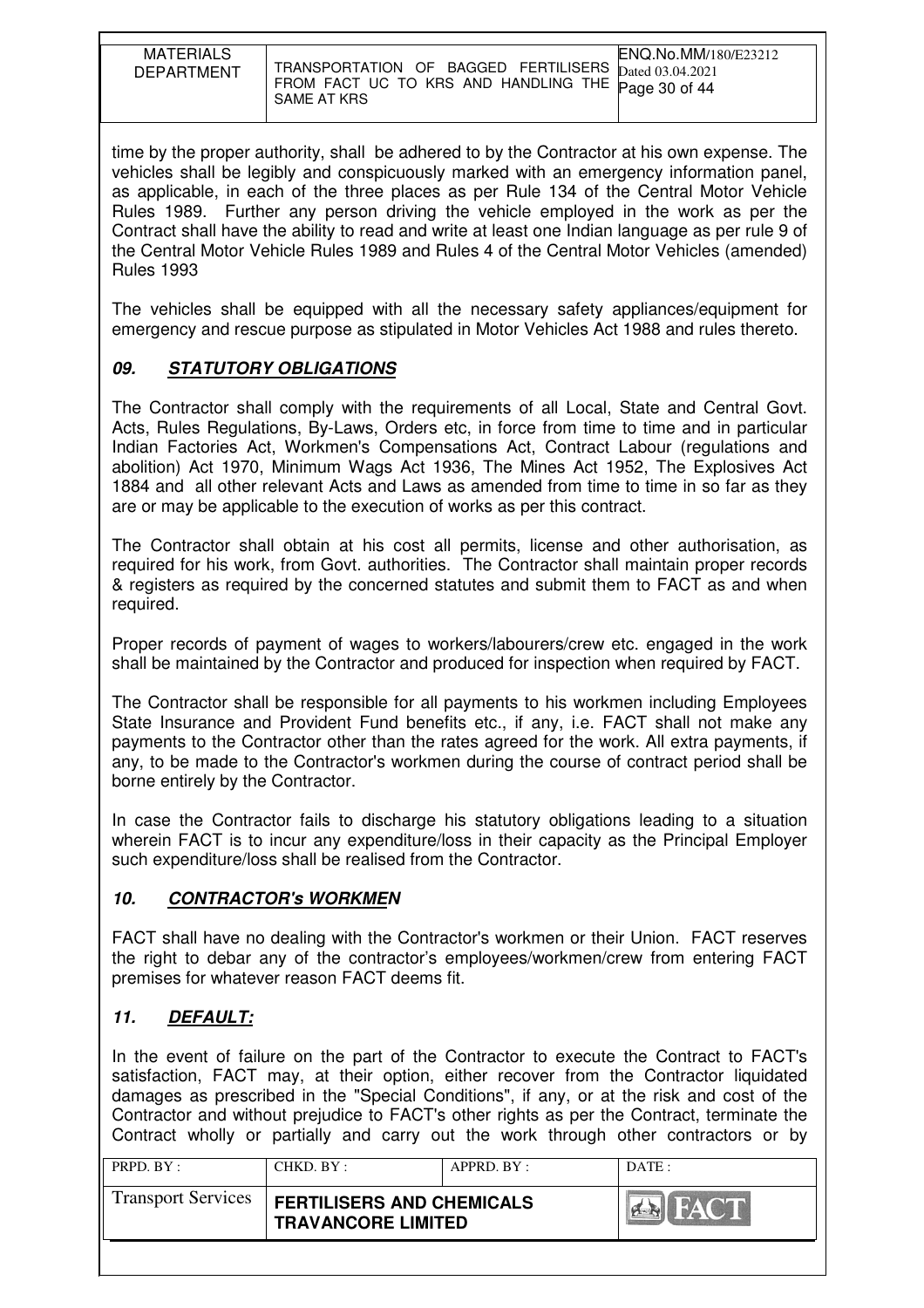time by the proper authority, shall be adhered to by the Contractor at his own expense. The vehicles shall be legibly and conspicuously marked with an emergency information panel, as applicable, in each of the three places as per Rule 134 of the Central Motor Vehicle Rules 1989. Further any person driving the vehicle employed in the work as per the Contract shall have the ability to read and write at least one Indian language as per rule 9 of the Central Motor Vehicle Rules 1989 and Rules 4 of the Central Motor Vehicles (amended) Rules 1993

The vehicles shall be equipped with all the necessary safety appliances/equipment for emergency and rescue purpose as stipulated in Motor Vehicles Act 1988 and rules thereto.

## *09. STATUTORY OBLIGATIONS*

The Contractor shall comply with the requirements of all Local, State and Central Govt. Acts, Rules Regulations, By-Laws, Orders etc, in force from time to time and in particular Indian Factories Act, Workmen's Compensations Act, Contract Labour (regulations and abolition) Act 1970, Minimum Wags Act 1936, The Mines Act 1952, The Explosives Act 1884 and all other relevant Acts and Laws as amended from time to time in so far as they are or may be applicable to the execution of works as per this contract.

The Contractor shall obtain at his cost all permits, license and other authorisation, as required for his work, from Govt. authorities. The Contractor shall maintain proper records & registers as required by the concerned statutes and submit them to FACT as and when required.

Proper records of payment of wages to workers/labourers/crew etc. engaged in the work shall be maintained by the Contractor and produced for inspection when required by FACT.

The Contractor shall be responsible for all payments to his workmen including Employees State Insurance and Provident Fund benefits etc., if any, i.e. FACT shall not make any payments to the Contractor other than the rates agreed for the work. All extra payments, if any, to be made to the Contractor's workmen during the course of contract period shall be borne entirely by the Contractor.

In case the Contractor fails to discharge his statutory obligations leading to a situation wherein FACT is to incur any expenditure/loss in their capacity as the Principal Employer such expenditure/loss shall be realised from the Contractor.

## *10. CONTRACTOR's WORKMEN*

FACT shall have no dealing with the Contractor's workmen or their Union. FACT reserves the right to debar any of the contractor's employees/workmen/crew from entering FACT premises for whatever reason FACT deems fit.

## *11. DEFAULT:*

In the event of failure on the part of the Contractor to execute the Contract to FACT's satisfaction, FACT may, at their option, either recover from the Contractor liquidated damages as prescribed in the "Special Conditions", if any, or at the risk and cost of the Contractor and without prejudice to FACT's other rights as per the Contract, terminate the Contract wholly or partially and carry out the work through other contractors or by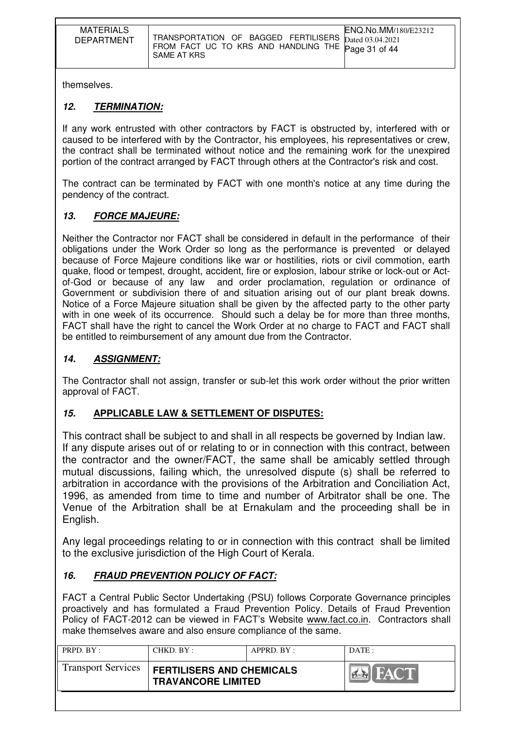themselves.

### *12. TERMINATION:*

If any work entrusted with other contractors by FACT is obstructed by, interfered with or caused to be interfered with by the Contractor, his employees, his representatives or crew, the contract shall be terminated without notice and the remaining work for the unexpired portion of the contract arranged by FACT through others at the Contractor's risk and cost.

The contract can be terminated by FACT with one month's notice at any time during the pendency of the contract.

### *13. FORCE MAJEURE:*

Neither the Contractor nor FACT shall be considered in default in the performance of their obligations under the Work Order so long as the performance is prevented or delayed because of Force Majeure conditions like war or hostilities, riots or civil commotion, earth quake, flood or tempest, drought, accident, fire or explosion, labour strike or lock-out or Act-of-God or because of any law and order proclamation, regulation or ordinance of Government or subdivision there of and situation arising out of our plant break downs. Notice of a Force Majeure situation shall be given by the affected party to the other party with in one week of its occurrence. Should such a delay be for more than three months, FACT shall have the right to cancel the Work Order at no charge to FACT and FACT shall be entitled to reimbursement of any amount due from the Contractor.

### *14. ASSIGNMENT:*

The Contractor shall not assign, transfer or sub-let this work order without the prior written approval of FACT.

### *15.* APPLICABLE LAW & SETTLEMENT OF DISPUTES:

This contract shall be subject to and shall in all respects be governed by Indian law. If any dispute arises out of or relating to or in connection with this contract, between the contractor and the owner/FACT, the same shall be amicably settled through mutual discussions, failing which, the unresolved dispute (s) shall be referred to arbitration in accordance with the provisions of the Arbitration and Conciliation Act, 1996, as amended from time to time and number of Arbitrator shall be one. The Venue of the Arbitration shall be at Ernakulam and the proceeding shall be in English.

Any legal proceedings relating to or in connection with this contract shall be limited to the exclusive jurisdiction of the High Court of Kerala.

### *16. FRAUD PREVENTION POLICY OF FACT:*

FACT a Central Public Sector Undertaking (PSU) follows Corporate Governance principles proactively and has formulated a Fraud Prevention Policy. Details of Fraud Prevention Policy of FACT-2012 can be viewed in FACT's Website www.fact.co.in. Contractors shall make themselves aware and also ensure compliance of the same.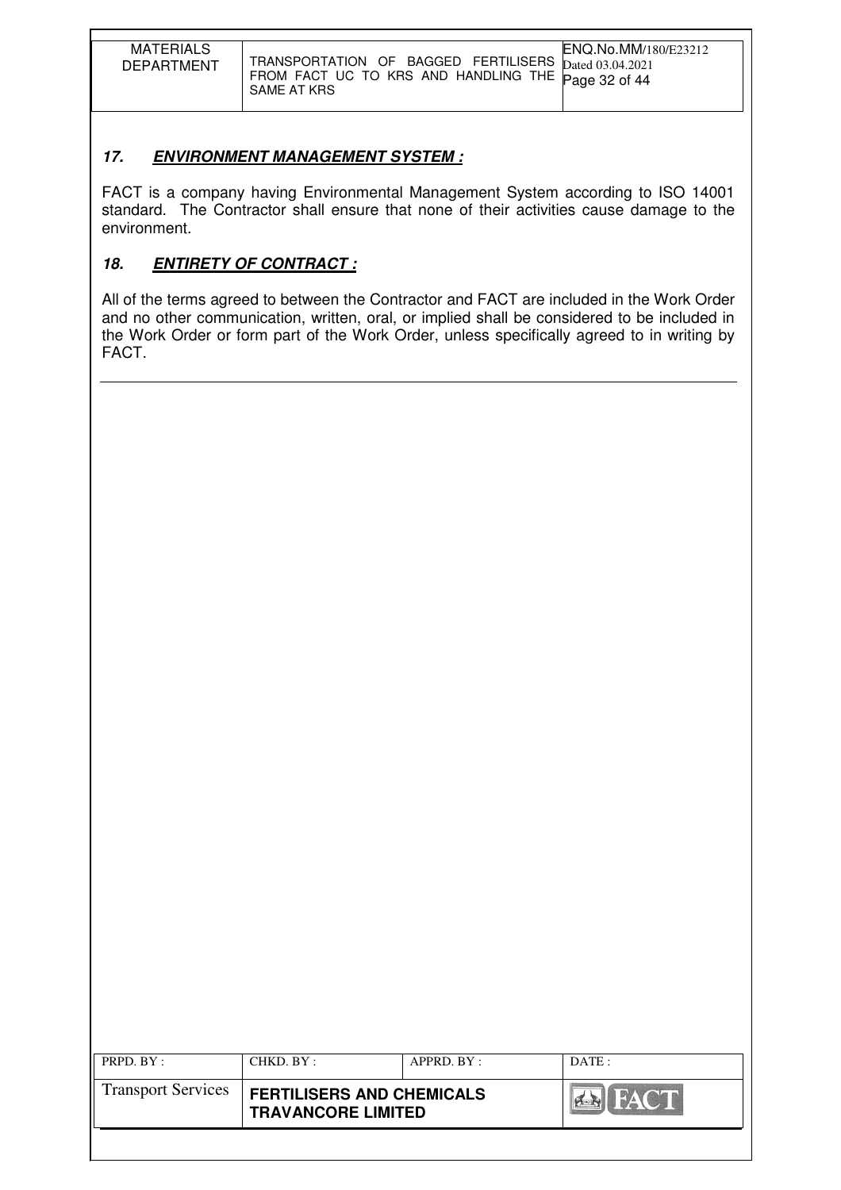### *17. ENVIRONMENT MANAGEMENT SYSTEM :*

FACT is a company having Environmental Management System according to ISO 14001 standard. The Contractor shall ensure that none of their activities cause damage to the environment.

### *18. ENTIRETY OF CONTRACT :*

All of the terms agreed to between the Contractor and FACT are included in the Work Order and no other communication, written, oral, or implied shall be considered to be included in the Work Order or form part of the Work Order, unless specifically agreed to in writing by FACT.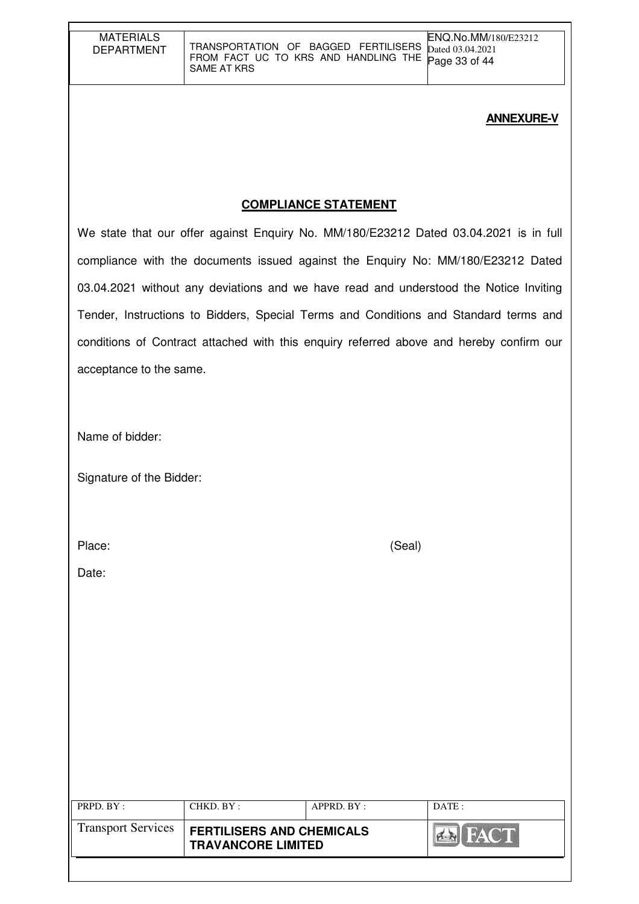**ANNEXURE-V**

## COMPLIANCE STATEMENT

We state that our offer against Enquiry No. MM/180/E23212 Dated 03.04.2021 is in full compliance with the documents issued against the Enquiry No: MM/180/E23212 Dated 03.04.2021 without any deviations and we have read and understood the Notice Inviting Tender, Instructions to Bidders, Special Terms and Conditions and Standard terms and conditions of Contract attached with this enquiry referred above and hereby confirm our acceptance to the same.

Name of bidder:

Signature of the Bidder:

Place: (Seal)

Date: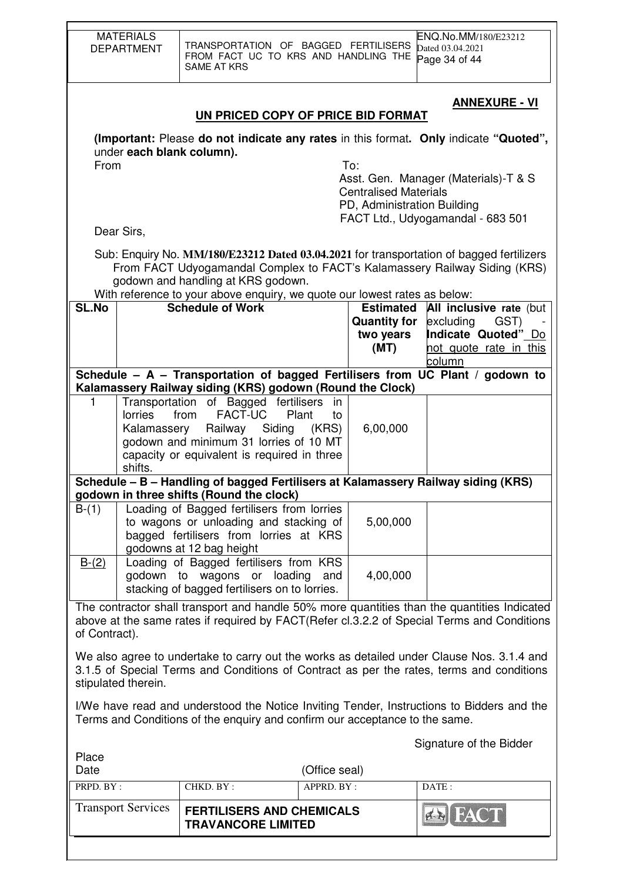## ANNEXURE - VI

### UN PRICED COPY OF PRICE BID FORMAT

**(Important:** Please **do not indicate any rates** in this format**. Only** indicate **"Quoted",** under **each blank column).**

From

To:
Asst. Gen. Manager (Materials)-T & S
Centralised Materials
PD, Administration Building
FACT Ltd., Udyogamandal - 683 501

Dear Sirs,

Sub: Enquiry No. **MM/180/E23212 Dated 03.04.2021** for transportation of bagged fertilizers From FACT Udyogamandal Complex to FACT's Kalamassery Railway Siding (KRS) godown and handling at KRS godown.

With reference to your above enquiry, we quote our lowest rates as below:

| SL.No | Schedule of Work | Estimated Quantity for two years (MT) | All inclusive rate (but excluding GST) - Indicate Quoted" Do not quote rate in this column |
|---|---|---|---|
| **Schedule – A – Transportation of bagged Fertilisers from UC Plant / godown to Kalamassery Railway siding (KRS) godown (Round the Clock)** | | | |
| 1 | Transportation of Bagged fertilisers in lorries from FACT-UC Plant to Kalamassery Railway Siding (KRS) godown and minimum 31 lorries of 10 MT capacity or equivalent is required in three shifts. | 6,00,000 | |
| **Schedule – B – Handling of bagged Fertilisers at Kalamassery Railway siding (KRS) godown in three shifts (Round the clock)** | | | |
| B-(1) | Loading of Bagged fertilisers from lorries to wagons or unloading and stacking of bagged fertilisers from lorries at KRS godowns at 12 bag height | 5,00,000 | |
| B-(2) | Loading of Bagged fertilisers from KRS godown to wagons or loading and stacking of bagged fertilisers on to lorries. | 4,00,000 | |

The contractor shall transport and handle 50% more quantities than the quantities Indicated above at the same rates if required by FACT(Refer cl.3.2.2 of Special Terms and Conditions of Contract).

We also agree to undertake to carry out the works as detailed under Clause Nos. 3.1.4 and 3.1.5 of Special Terms and Conditions of Contract as per the rates, terms and conditions stipulated therein.

I/We have read and understood the Notice Inviting Tender, Instructions to Bidders and the Terms and Conditions of the enquiry and confirm our acceptance to the same.

Signature of the Bidder

Place

Date

(Office seal)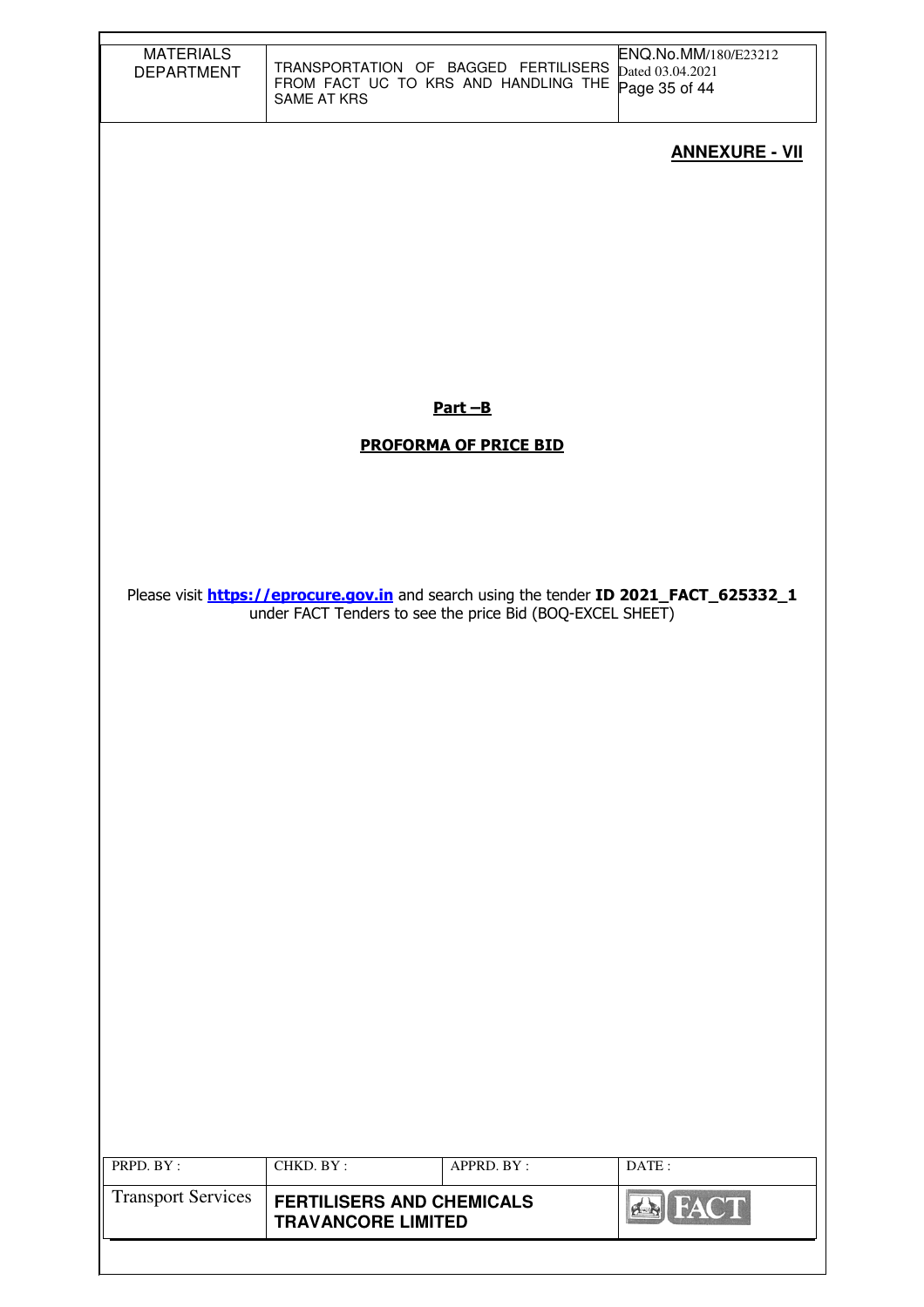**ANNEXURE - VII**

**Part –B**

**PROFORMA OF PRICE BID**

Please visit **https://eprocure.gov.in** and search using the tender **ID 2021_FACT_625332_1** under FACT Tenders to see the price Bid (BOQ-EXCEL SHEET)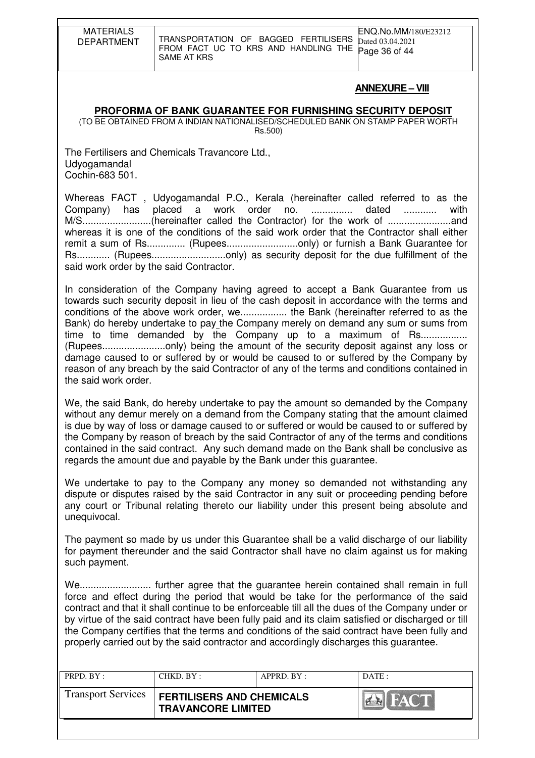**ANNEXURE – VIII**

## PROFORMA OF BANK GUARANTEE FOR FURNISHING SECURITY DEPOSIT

(TO BE OBTAINED FROM A INDIAN NATIONALISED/SCHEDULED BANK ON STAMP PAPER WORTH Rs.500)

The Fertilisers and Chemicals Travancore Ltd.,
Udyogamandal
Cochin-683 501.

Whereas FACT , Udyogamandal P.O., Kerala (hereinafter called referred to as the Company) has placed a work order no. ............... dated ............ with M/S.........................(hereinafter called the Contractor) for the work of .......................and whereas it is one of the conditions of the said work order that the Contractor shall either remit a sum of Rs.............. (Rupees..........................only) or furnish a Bank Guarantee for Rs............ (Rupees...........................only) as security deposit for the due fulfillment of the said work order by the said Contractor.

In consideration of the Company having agreed to accept a Bank Guarantee from us towards such security deposit in lieu of the cash deposit in accordance with the terms and conditions of the above work order, we................. the Bank (hereinafter referred to as the Bank) do hereby undertake to pay the Company merely on demand any sum or sums from time to time demanded by the Company up to a maximum of Rs................. (Rupees.......................only) being the amount of the security deposit against any loss or damage caused to or suffered by or would be caused to or suffered by the Company by reason of any breach by the said Contractor of any of the terms and conditions contained in the said work order.

We, the said Bank, do hereby undertake to pay the amount so demanded by the Company without any demur merely on a demand from the Company stating that the amount claimed is due by way of loss or damage caused to or suffered or would be caused to or suffered by the Company by reason of breach by the said Contractor of any of the terms and conditions contained in the said contract. Any such demand made on the Bank shall be conclusive as regards the amount due and payable by the Bank under this guarantee.

We undertake to pay to the Company any money so demanded not withstanding any dispute or disputes raised by the said Contractor in any suit or proceeding pending before any court or Tribunal relating thereto our liability under this present being absolute and unequivocal.

The payment so made by us under this Guarantee shall be a valid discharge of our liability for payment thereunder and the said Contractor shall have no claim against us for making such payment.

We.......................... further agree that the guarantee herein contained shall remain in full force and effect during the period that would be take for the performance of the said contract and that it shall continue to be enforceable till all the dues of the Company under or by virtue of the said contract have been fully paid and its claim satisfied or discharged or till the Company certifies that the terms and conditions of the said contract have been fully and properly carried out by the said contractor and accordingly discharges this guarantee.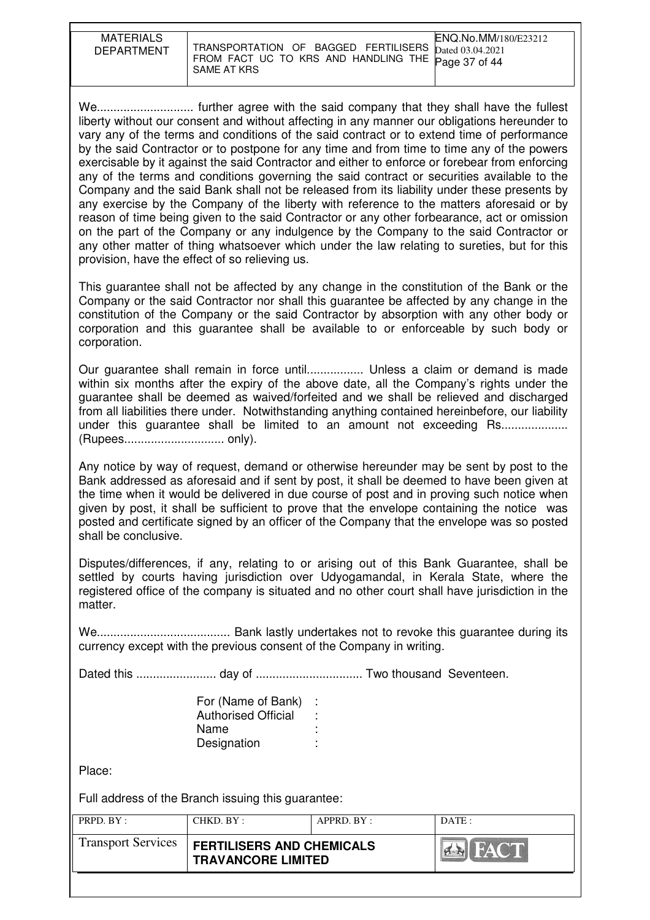We............................. further agree with the said company that they shall have the fullest liberty without our consent and without affecting in any manner our obligations hereunder to vary any of the terms and conditions of the said contract or to extend time of performance by the said Contractor or to postpone for any time and from time to time any of the powers exercisable by it against the said Contractor and either to enforce or forebear from enforcing any of the terms and conditions governing the said contract or securities available to the Company and the said Bank shall not be released from its liability under these presents by any exercise by the Company of the liberty with reference to the matters aforesaid or by reason of time being given to the said Contractor or any other forbearance, act or omission on the part of the Company or any indulgence by the Company to the said Contractor or any other matter of thing whatsoever which under the law relating to sureties, but for this provision, have the effect of so relieving us.

This guarantee shall not be affected by any change in the constitution of the Bank or the Company or the said Contractor nor shall this guarantee be affected by any change in the constitution of the Company or the said Contractor by absorption with any other body or corporation and this guarantee shall be available to or enforceable by such body or corporation.

Our guarantee shall remain in force until................. Unless a claim or demand is made within six months after the expiry of the above date, all the Company's rights under the guarantee shall be deemed as waived/forfeited and we shall be relieved and discharged from all liabilities there under. Notwithstanding anything contained hereinbefore, our liability under this guarantee shall be limited to an amount not exceeding Rs.................... (Rupees.............................. only).

Any notice by way of request, demand or otherwise hereunder may be sent by post to the Bank addressed as aforesaid and if sent by post, it shall be deemed to have been given at the time when it would be delivered in due course of post and in proving such notice when given by post, it shall be sufficient to prove that the envelope containing the notice was posted and certificate signed by an officer of the Company that the envelope was so posted shall be conclusive.

Disputes/differences, if any, relating to or arising out of this Bank Guarantee, shall be settled by courts having jurisdiction over Udyogamandal, in Kerala State, where the registered office of the company is situated and no other court shall have jurisdiction in the matter.

We........................................ Bank lastly undertakes not to revoke this guarantee during its currency except with the previous consent of the Company in writing.

Dated this ........................ day of ................................ Two thousand Seventeen.

For (Name of Bank) :
Authorised Official :
Name :
Designation :

Place:

Full address of the Branch issuing this guarantee: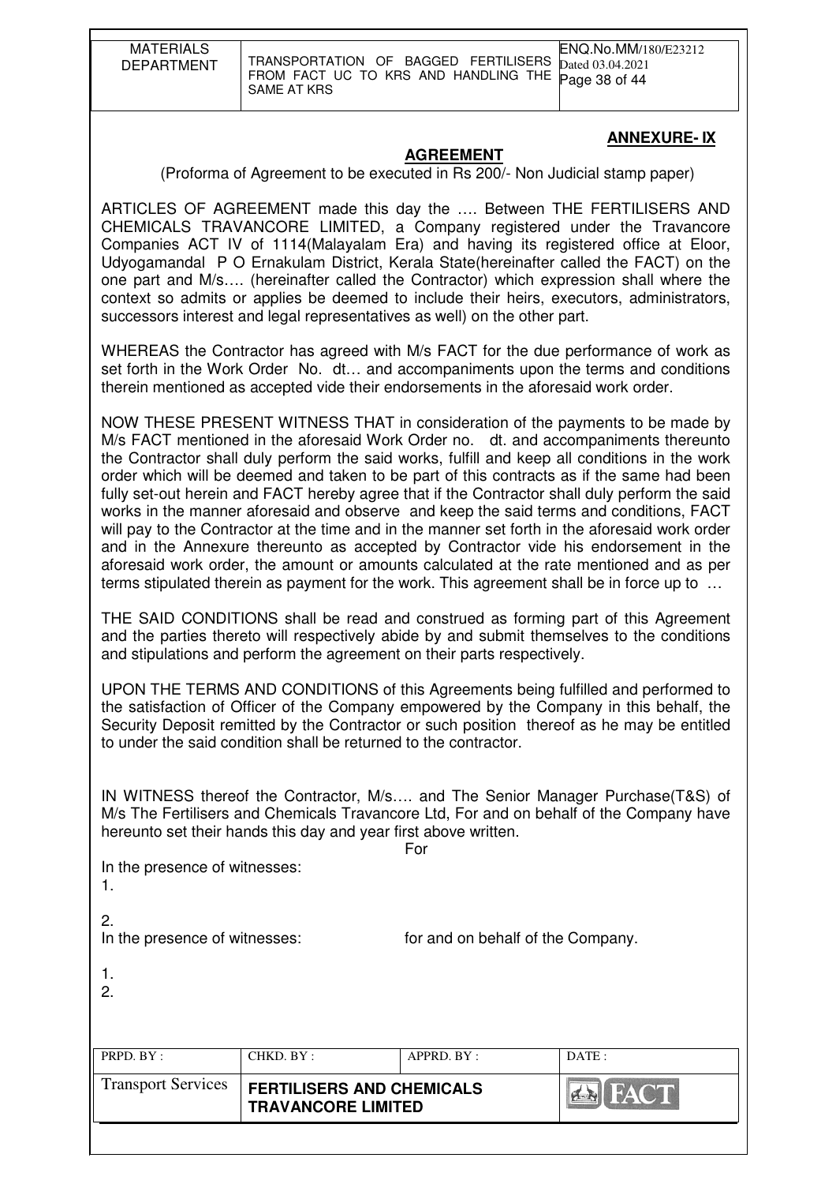**ANNEXURE- IX**

## AGREEMENT

(Proforma of Agreement to be executed in Rs 200/- Non Judicial stamp paper)

ARTICLES OF AGREEMENT made this day the …. Between THE FERTILISERS AND CHEMICALS TRAVANCORE LIMITED, a Company registered under the Travancore Companies ACT IV of 1114(Malayalam Era) and having its registered office at Eloor, Udyogamandal P O Ernakulam District, Kerala State(hereinafter called the FACT) on the one part and M/s…. (hereinafter called the Contractor) which expression shall where the context so admits or applies be deemed to include their heirs, executors, administrators, successors interest and legal representatives as well) on the other part.

WHEREAS the Contractor has agreed with M/s FACT for the due performance of work as set forth in the Work Order No. dt… and accompaniments upon the terms and conditions therein mentioned as accepted vide their endorsements in the aforesaid work order.

NOW THESE PRESENT WITNESS THAT in consideration of the payments to be made by M/s FACT mentioned in the aforesaid Work Order no. dt. and accompaniments thereunto the Contractor shall duly perform the said works, fulfill and keep all conditions in the work order which will be deemed and taken to be part of this contracts as if the same had been fully set-out herein and FACT hereby agree that if the Contractor shall duly perform the said works in the manner aforesaid and observe and keep the said terms and conditions, FACT will pay to the Contractor at the time and in the manner set forth in the aforesaid work order and in the Annexure thereunto as accepted by Contractor vide his endorsement in the aforesaid work order, the amount or amounts calculated at the rate mentioned and as per terms stipulated therein as payment for the work. This agreement shall be in force up to …

THE SAID CONDITIONS shall be read and construed as forming part of this Agreement and the parties thereto will respectively abide by and submit themselves to the conditions and stipulations and perform the agreement on their parts respectively.

UPON THE TERMS AND CONDITIONS of this Agreements being fulfilled and performed to the satisfaction of Officer of the Company empowered by the Company in this behalf, the Security Deposit remitted by the Contractor or such position thereof as he may be entitled to under the said condition shall be returned to the contractor.

IN WITNESS thereof the Contractor, M/s…. and The Senior Manager Purchase(T&S) of M/s The Fertilisers and Chemicals Travancore Ltd, For and on behalf of the Company have hereunto set their hands this day and year first above written.

For

In the presence of witnesses:

1.

2.

In the presence of witnesses: for and on behalf of the Company.

1.

2.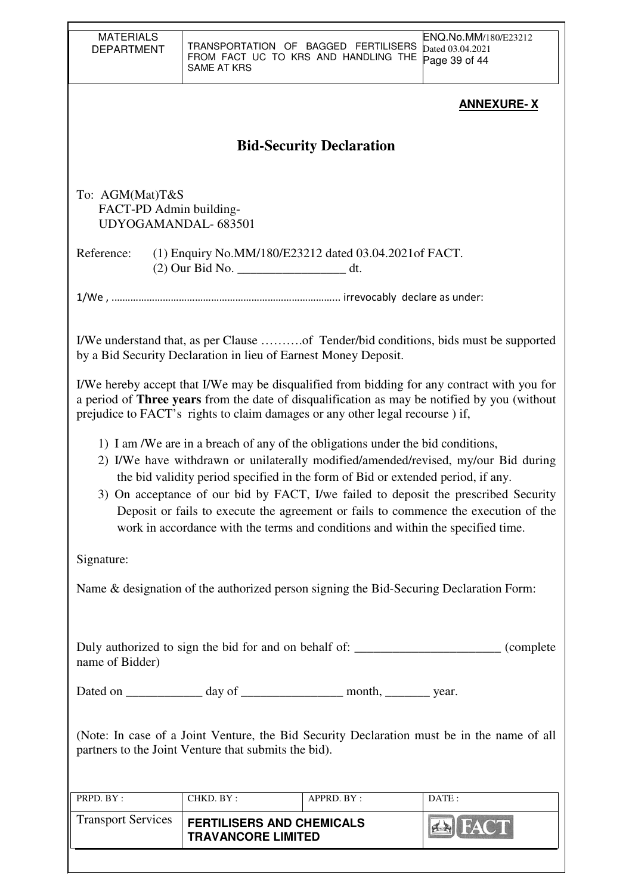**ANNEXURE- X**

# Bid-Security Declaration

To: AGM(Mat)T&S
FACT-PD Admin building-
UDYOGAMANDAL- 683501

Reference: (1) Enquiry No.MM/180/E23212 dated 03.04.2021of FACT.
(2) Our Bid No. _________________ dt.

1/We , ………………………………………………………………………. irrevocably declare as under:

I/We understand that, as per Clause ……….of Tender/bid conditions, bids must be supported by a Bid Security Declaration in lieu of Earnest Money Deposit.

I/We hereby accept that I/We may be disqualified from bidding for any contract with you for a period of **Three years** from the date of disqualification as may be notified by you (without prejudice to FACT's rights to claim damages or any other legal recourse ) if,

1) I am /We are in a breach of any of the obligations under the bid conditions,
2) I/We have withdrawn or unilaterally modified/amended/revised, my/our Bid during the bid validity period specified in the form of Bid or extended period, if any.
3) On acceptance of our bid by FACT, I/we failed to deposit the prescribed Security Deposit or fails to execute the agreement or fails to commence the execution of the work in accordance with the terms and conditions and within the specified time.

Signature:

Name & designation of the authorized person signing the Bid-Securing Declaration Form:

Duly authorized to sign the bid for and on behalf of: _______________________ (complete name of Bidder)

Dated on ____________ day of ________________ month, _______ year.

(Note: In case of a Joint Venture, the Bid Security Declaration must be in the name of all partners to the Joint Venture that submits the bid).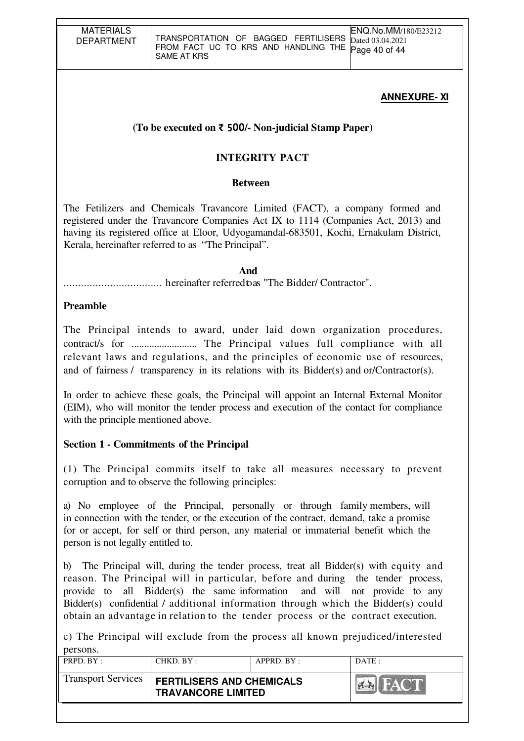**ANNEXURE- XI**

**(To be executed on ₹ 500/- Non-judicial Stamp Paper)**

## INTEGRITY PACT

**Between**

The Fetilizers and Chemicals Travancore Limited (FACT), a company formed and registered under the Travancore Companies Act IX to 1114 (Companies Act, 2013) and having its registered office at Eloor, Udyogamandal-683501, Kochi, Ernakulam District, Kerala, hereinafter referred to as "The Principal".

**And**

.................................. hereinafter referred to as "The Bidder/ Contractor".

**Preamble**

The Principal intends to award, under laid down organization procedures, contract/s for .......................... The Principal values full compliance with all relevant laws and regulations, and the principles of economic use of resources, and of fairness / transparency in its relations with its Bidder(s) and or/Contractor(s).

In order to achieve these goals, the Principal will appoint an Internal External Monitor (EIM), who will monitor the tender process and execution of the contact for compliance with the principle mentioned above.

**Section 1 - Commitments of the Principal**

(1) The Principal commits itself to take all measures necessary to prevent corruption and to observe the following principles:

a) No employee of the Principal, personally or through family members, will in connection with the tender, or the execution of the contract, demand, take a promise for or accept, for self or third person, any material or immaterial benefit which the person is not legally entitled to.

b) The Principal will, during the tender process, treat all Bidder(s) with equity and reason. The Principal will in particular, before and during the tender process, provide to all Bidder(s) the same information and will not provide to any Bidder(s) confidential / additional information through which the Bidder(s) could obtain an advantage in relation to the tender process or the contract execution.

c) The Principal will exclude from the process all known prejudiced/interested persons.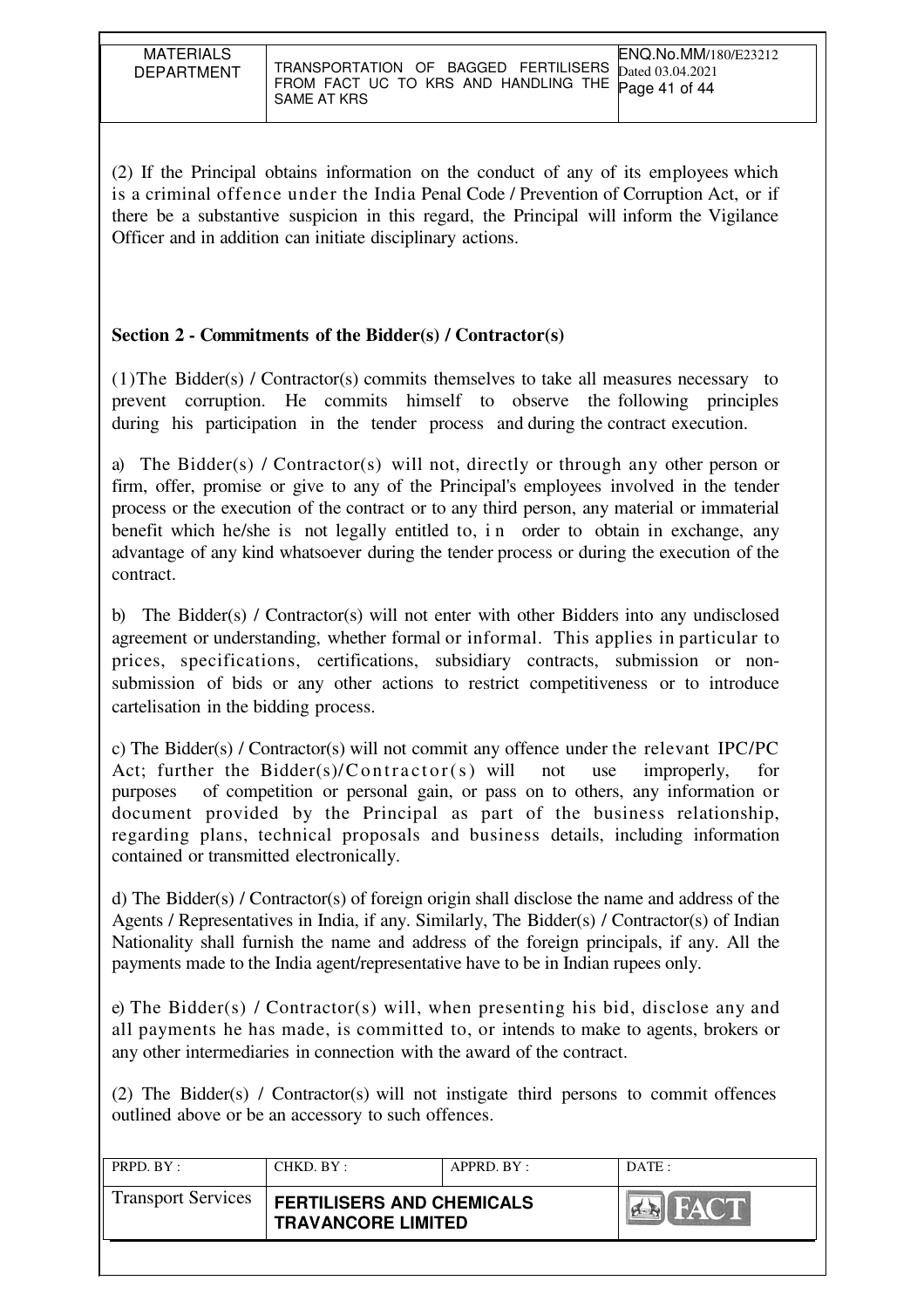(2) If the Principal obtains information on the conduct of any of its employees which is a criminal offence under the India Penal Code / Prevention of Corruption Act, or if there be a substantive suspicion in this regard, the Principal will inform the Vigilance Officer and in addition can initiate disciplinary actions.

**Section 2 - Commitments of the Bidder(s) / Contractor(s)**

(1)The Bidder(s) / Contractor(s) commits themselves to take all measures necessary to prevent corruption. He commits himself to observe the following principles during his participation in the tender process and during the contract execution.

a) The Bidder(s) / Contractor(s) will not, directly or through any other person or firm, offer, promise or give to any of the Principal's employees involved in the tender process or the execution of the contract or to any third person, any material or immaterial benefit which he/she is not legally entitled to, in order to obtain in exchange, any advantage of any kind whatsoever during the tender process or during the execution of the contract.

b) The Bidder(s) / Contractor(s) will not enter with other Bidders into any undisclosed agreement or understanding, whether formal or informal. This applies in particular to prices, specifications, certifications, subsidiary contracts, submission or non-submission of bids or any other actions to restrict competitiveness or to introduce cartelisation in the bidding process.

c) The Bidder(s) / Contractor(s) will not commit any offence under the relevant IPC/PC Act; further the Bidder(s)/Contractor(s) will not use improperly, for purposes of competition or personal gain, or pass on to others, any information or document provided by the Principal as part of the business relationship, regarding plans, technical proposals and business details, including information contained or transmitted electronically.

d) The Bidder(s) / Contractor(s) of foreign origin shall disclose the name and address of the Agents / Representatives in India, if any. Similarly, The Bidder(s) / Contractor(s) of Indian Nationality shall furnish the name and address of the foreign principals, if any. All the payments made to the India agent/representative have to be in Indian rupees only.

e) The Bidder(s) / Contractor(s) will, when presenting his bid, disclose any and all payments he has made, is committed to, or intends to make to agents, brokers or any other intermediaries in connection with the award of the contract.

(2) The Bidder(s) / Contractor(s) will not instigate third persons to commit offences outlined above or be an accessory to such offences.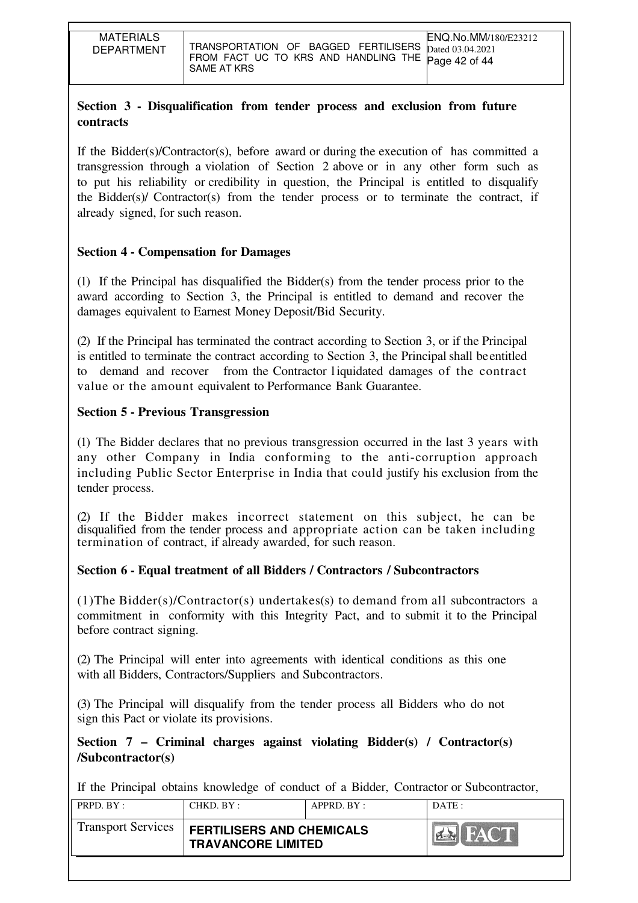## Section 3 - Disqualification from tender process and exclusion from future contracts

If the Bidder(s)/Contractor(s), before award or during the execution of has committed a transgression through a violation of Section 2 above or in any other form such as to put his reliability or credibility in question, the Principal is entitled to disqualify the Bidder(s)/ Contractor(s) from the tender process or to terminate the contract, if already signed, for such reason.

## Section 4 - Compensation for Damages

(1) If the Principal has disqualified the Bidder(s) from the tender process prior to the award according to Section 3, the Principal is entitled to demand and recover the damages equivalent to Earnest Money Deposit/Bid Security.

(2) If the Principal has terminated the contract according to Section 3, or if the Principal is entitled to terminate the contract according to Section 3, the Principal shall be entitled to demand and recover from the Contractor liquidated damages of the contract value or the amount equivalent to Performance Bank Guarantee.

## Section 5 - Previous Transgression

(1) The Bidder declares that no previous transgression occurred in the last 3 years with any other Company in India conforming to the anti-corruption approach including Public Sector Enterprise in India that could justify his exclusion from the tender process.

(2) If the Bidder makes incorrect statement on this subject, he can be disqualified from the tender process and appropriate action can be taken including termination of contract, if already awarded, for such reason.

## Section 6 - Equal treatment of all Bidders / Contractors / Subcontractors

(1)The Bidder(s)/Contractor(s) undertakes(s) to demand from all subcontractors a commitment in conformity with this Integrity Pact, and to submit it to the Principal before contract signing.

(2) The Principal will enter into agreements with identical conditions as this one with all Bidders, Contractors/Suppliers and Subcontractors.

(3) The Principal will disqualify from the tender process all Bidders who do not sign this Pact or violate its provisions.

## Section 7 – Criminal charges against violating Bidder(s) / Contractor(s) /Subcontractor(s)

If the Principal obtains knowledge of conduct of a Bidder, Contractor or Subcontractor,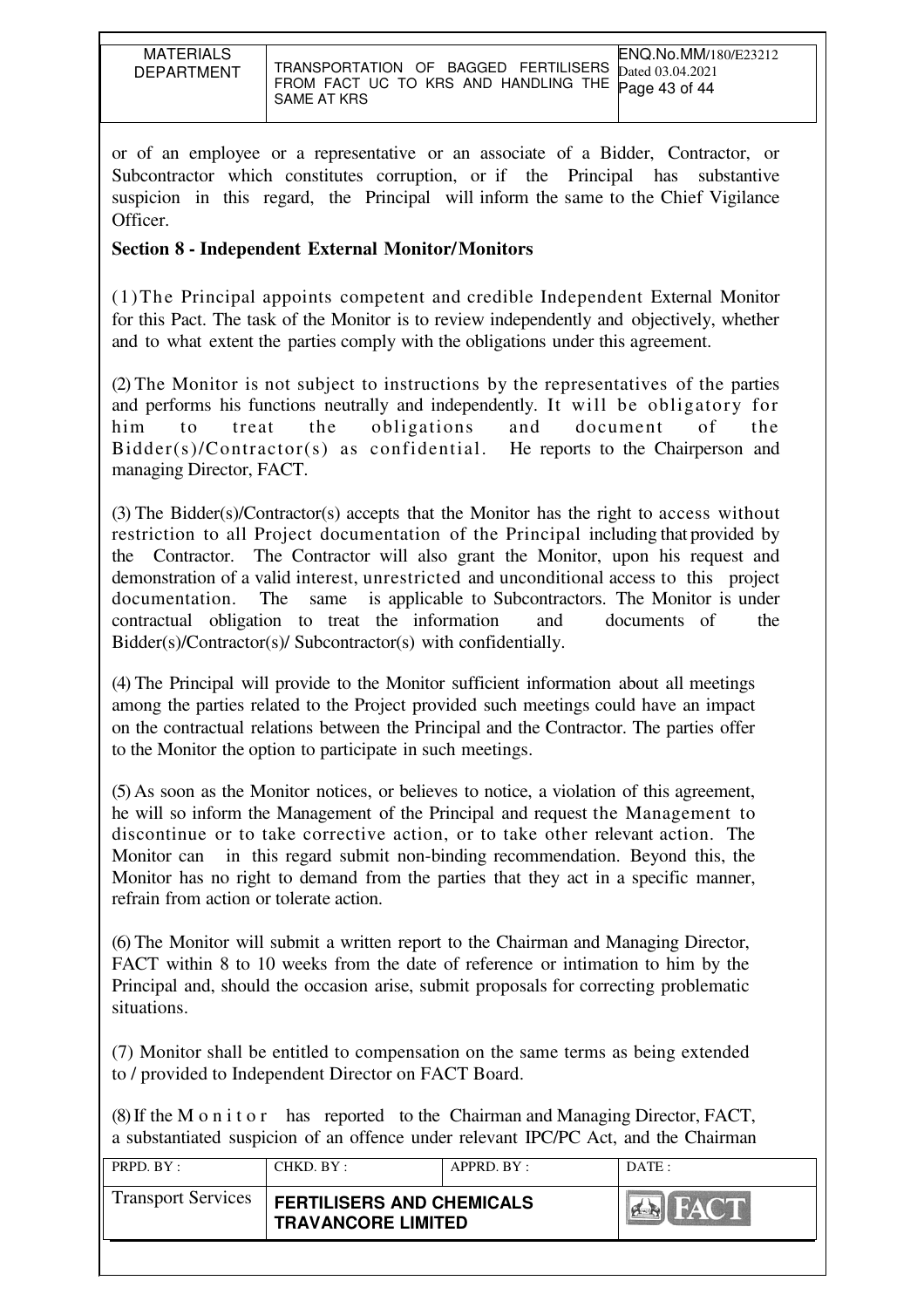or of an employee or a representative or an associate of a Bidder, Contractor, or Subcontractor which constitutes corruption, or if the Principal has substantive suspicion in this regard, the Principal will inform the same to the Chief Vigilance Officer.

**Section 8 - Independent External Monitor/Monitors**

(1) The Principal appoints competent and credible Independent External Monitor for this Pact. The task of the Monitor is to review independently and objectively, whether and to what extent the parties comply with the obligations under this agreement.

(2) The Monitor is not subject to instructions by the representatives of the parties and performs his functions neutrally and independently. It will be obligatory for him to treat the obligations and document of the Bidder(s)/Contractor(s) as confidential. He reports to the Chairperson and managing Director, FACT.

(3) The Bidder(s)/Contractor(s) accepts that the Monitor has the right to access without restriction to all Project documentation of the Principal including that provided by the Contractor. The Contractor will also grant the Monitor, upon his request and demonstration of a valid interest, unrestricted and unconditional access to this project documentation. The same is applicable to Subcontractors. The Monitor is under contractual obligation to treat the information and documents of the Bidder(s)/Contractor(s)/ Subcontractor(s) with confidentially.

(4) The Principal will provide to the Monitor sufficient information about all meetings among the parties related to the Project provided such meetings could have an impact on the contractual relations between the Principal and the Contractor. The parties offer to the Monitor the option to participate in such meetings.

(5) As soon as the Monitor notices, or believes to notice, a violation of this agreement, he will so inform the Management of the Principal and request the Management to discontinue or to take corrective action, or to take other relevant action. The Monitor can in this regard submit non-binding recommendation. Beyond this, the Monitor has no right to demand from the parties that they act in a specific manner, refrain from action or tolerate action.

(6) The Monitor will submit a written report to the Chairman and Managing Director, FACT within 8 to 10 weeks from the date of reference or intimation to him by the Principal and, should the occasion arise, submit proposals for correcting problematic situations.

(7) Monitor shall be entitled to compensation on the same terms as being extended to / provided to Independent Director on FACT Board.

(8) If the Monitor has reported to the Chairman and Managing Director, FACT, a substantiated suspicion of an offence under relevant IPC/PC Act, and the Chairman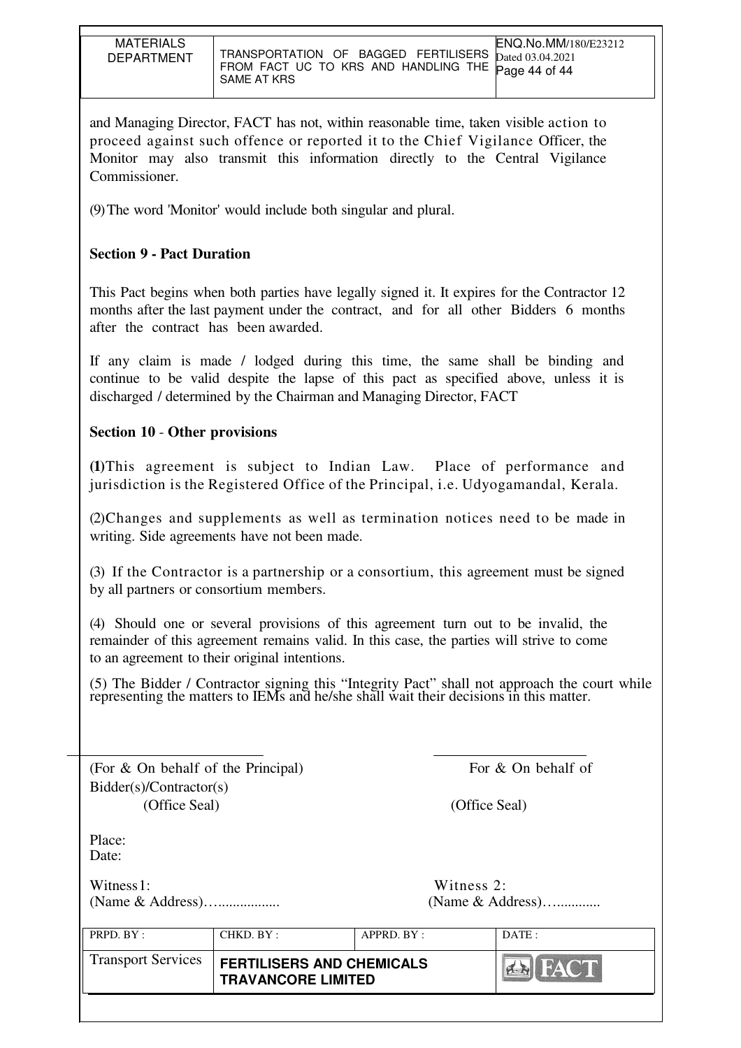and Managing Director, FACT has not, within reasonable time, taken visible action to proceed against such offence or reported it to the Chief Vigilance Officer, the Monitor may also transmit this information directly to the Central Vigilance Commissioner.

(9) The word 'Monitor' would include both singular and plural.

**Section 9 - Pact Duration**

This Pact begins when both parties have legally signed it. It expires for the Contractor 12 months after the last payment under the contract, and for all other Bidders 6 months after the contract has been awarded.

If any claim is made / lodged during this time, the same shall be binding and continue to be valid despite the lapse of this pact as specified above, unless it is discharged / determined by the Chairman and Managing Director, FACT

**Section 10 - Other provisions**

**(1)** This agreement is subject to Indian Law. Place of performance and jurisdiction is the Registered Office of the Principal, i.e. Udyogamandal, Kerala.

(2) Changes and supplements as well as termination notices need to be made in writing. Side agreements have not been made.

(3) If the Contractor is a partnership or a consortium, this agreement must be signed by all partners or consortium members.

(4) Should one or several provisions of this agreement turn out to be invalid, the remainder of this agreement remains valid. In this case, the parties will strive to come to an agreement to their original intentions.

(5) The Bidder / Contractor signing this "Integrity Pact" shall not approach the court while representing the matters to IEMs and he/she shall wait their decisions in this matter.

(For & On behalf of the Principal) — For & On behalf of Bidder(s)/Contractor(s)

(Office Seal) — (Office Seal)

Place:
Date:

Witness 1:
(Name & Address)…................

Witness 2:
(Name & Address)…............